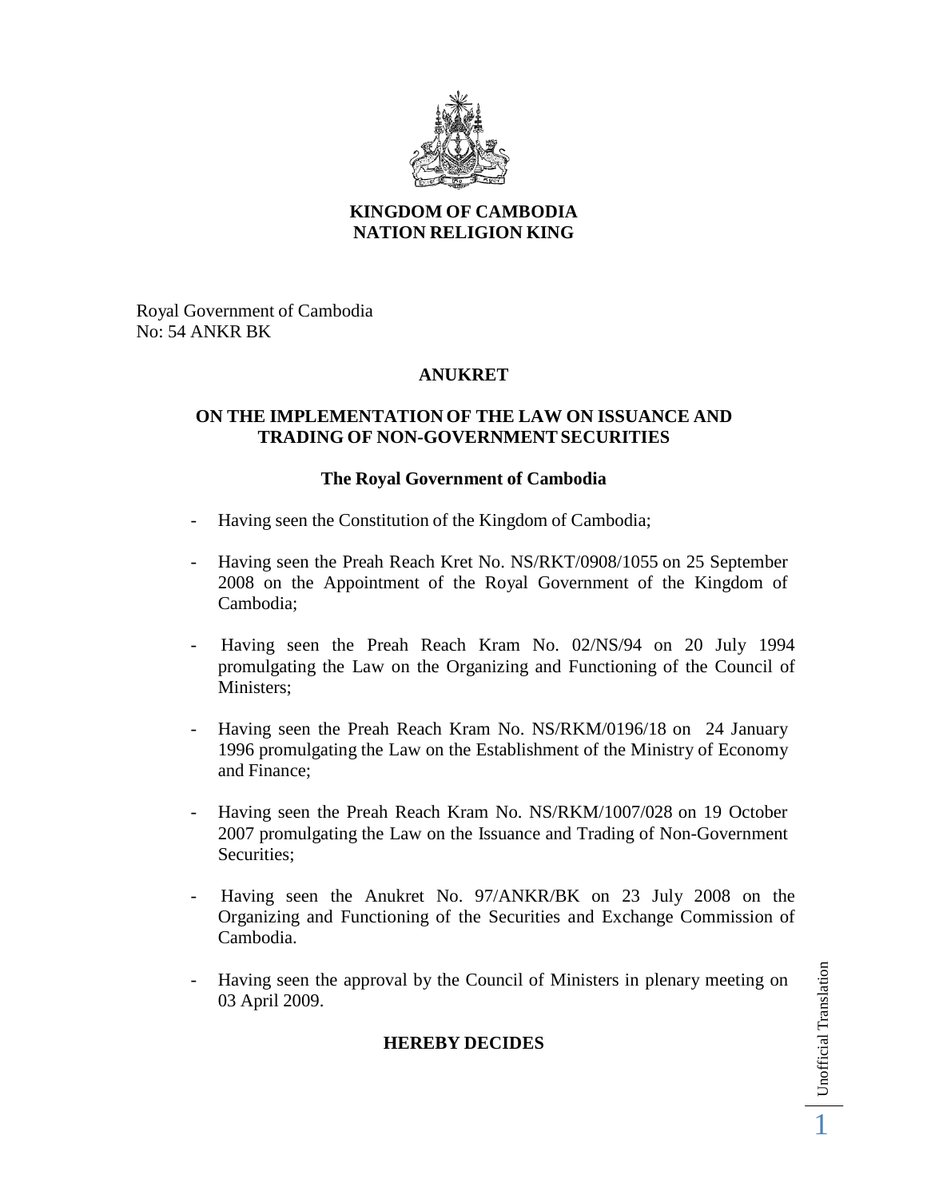**KINGDOM OF CAMBODIA**
**NATION RELIGION KING**

Royal Government of Cambodia
No: 54 ANKR BK

# ANUKRET

## ON THE IMPLEMENTATION OF THE LAW ON ISSUANCE AND TRADING OF NON-GOVERNMENT SECURITIES

### The Royal Government of Cambodia

- Having seen the Constitution of the Kingdom of Cambodia;
- Having seen the Preah Reach Kret No. NS/RKT/0908/1055 on 25 September 2008 on the Appointment of the Royal Government of the Kingdom of Cambodia;
- Having seen the Preah Reach Kram No. 02/NS/94 on 20 July 1994 promulgating the Law on the Organizing and Functioning of the Council of Ministers;
- Having seen the Preah Reach Kram No. NS/RKM/0196/18 on 24 January 1996 promulgating the Law on the Establishment of the Ministry of Economy and Finance;
- Having seen the Preah Reach Kram No. NS/RKM/1007/028 on 19 October 2007 promulgating the Law on the Issuance and Trading of Non-Government Securities;
- Having seen the Anukret No. 97/ANKR/BK on 23 July 2008 on the Organizing and Functioning of the Securities and Exchange Commission of Cambodia.
- Having seen the approval by the Council of Ministers in plenary meeting on 03 April 2009.

**HEREBY DECIDES**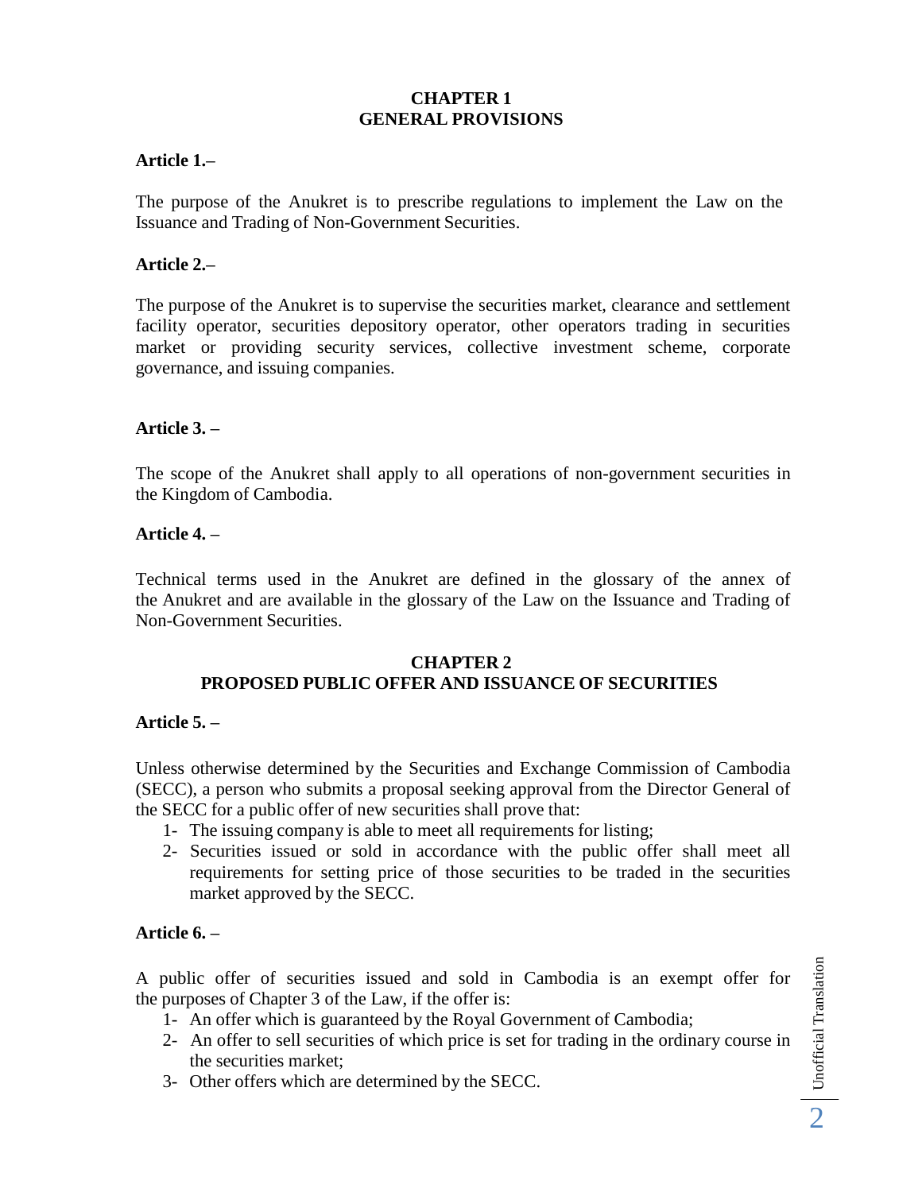## CHAPTER 1
## GENERAL PROVISIONS

**Article 1.–**

The purpose of the Anukret is to prescribe regulations to implement the Law on the Issuance and Trading of Non-Government Securities.

**Article 2.–**

The purpose of the Anukret is to supervise the securities market, clearance and settlement facility operator, securities depository operator, other operators trading in securities market or providing security services, collective investment scheme, corporate governance, and issuing companies.

**Article 3. –**

The scope of the Anukret shall apply to all operations of non-government securities in the Kingdom of Cambodia.

**Article 4. –**

Technical terms used in the Anukret are defined in the glossary of the annex of the Anukret and are available in the glossary of the Law on the Issuance and Trading of Non-Government Securities.

## CHAPTER 2
## PROPOSED PUBLIC OFFER AND ISSUANCE OF SECURITIES

**Article 5. –**

Unless otherwise determined by the Securities and Exchange Commission of Cambodia (SECC), a person who submits a proposal seeking approval from the Director General of the SECC for a public offer of new securities shall prove that:

1- The issuing company is able to meet all requirements for listing;
2- Securities issued or sold in accordance with the public offer shall meet all requirements for setting price of those securities to be traded in the securities market approved by the SECC.

**Article 6. –**

A public offer of securities issued and sold in Cambodia is an exempt offer for the purposes of Chapter 3 of the Law, if the offer is:

1- An offer which is guaranteed by the Royal Government of Cambodia;
2- An offer to sell securities of which price is set for trading in the ordinary course in the securities market;
3- Other offers which are determined by the SECC.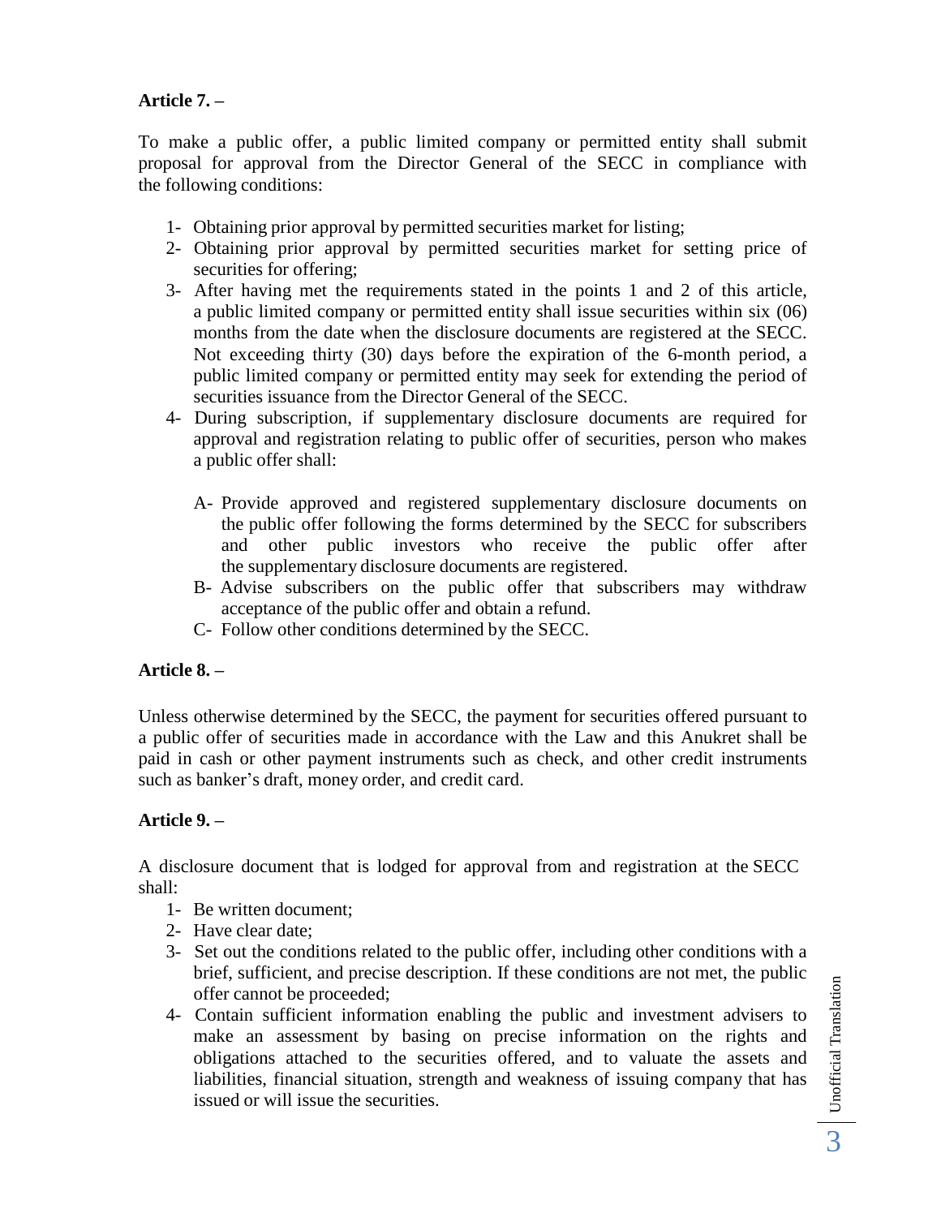**Article 7. –**

To make a public offer, a public limited company or permitted entity shall submit proposal for approval from the Director General of the SECC in compliance with the following conditions:

1- Obtaining prior approval by permitted securities market for listing;
2- Obtaining prior approval by permitted securities market for setting price of securities for offering;
3- After having met the requirements stated in the points 1 and 2 of this article, a public limited company or permitted entity shall issue securities within six (06) months from the date when the disclosure documents are registered at the SECC. Not exceeding thirty (30) days before the expiration of the 6-month period, a public limited company or permitted entity may seek for extending the period of securities issuance from the Director General of the SECC.
4- During subscription, if supplementary disclosure documents are required for approval and registration relating to public offer of securities, person who makes a public offer shall:

   A- Provide approved and registered supplementary disclosure documents on the public offer following the forms determined by the SECC for subscribers and other public investors who receive the public offer after the supplementary disclosure documents are registered.
   B- Advise subscribers on the public offer that subscribers may withdraw acceptance of the public offer and obtain a refund.
   C- Follow other conditions determined by the SECC.

**Article 8. –**

Unless otherwise determined by the SECC, the payment for securities offered pursuant to a public offer of securities made in accordance with the Law and this Anukret shall be paid in cash or other payment instruments such as check, and other credit instruments such as banker's draft, money order, and credit card.

**Article 9. –**

A disclosure document that is lodged for approval from and registration at the SECC shall:

1- Be written document;
2- Have clear date;
3- Set out the conditions related to the public offer, including other conditions with a brief, sufficient, and precise description. If these conditions are not met, the public offer cannot be proceeded;
4- Contain sufficient information enabling the public and investment advisers to make an assessment by basing on precise information on the rights and obligations attached to the securities offered, and to valuate the assets and liabilities, financial situation, strength and weakness of issuing company that has issued or will issue the securities.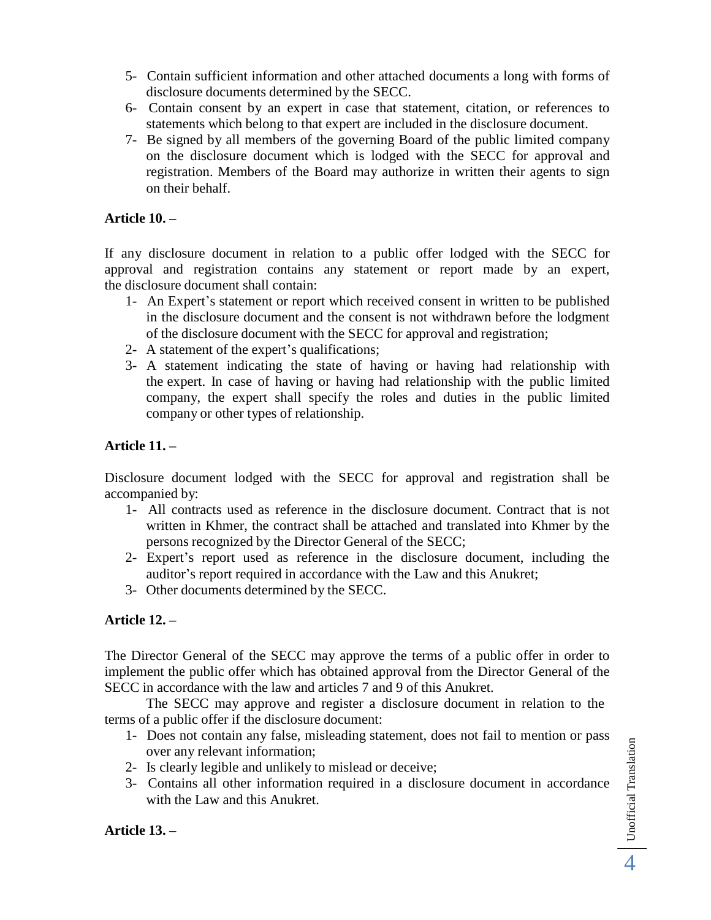5- Contain sufficient information and other attached documents a long with forms of disclosure documents determined by the SECC.
6- Contain consent by an expert in case that statement, citation, or references to statements which belong to that expert are included in the disclosure document.
7- Be signed by all members of the governing Board of the public limited company on the disclosure document which is lodged with the SECC for approval and registration. Members of the Board may authorize in written their agents to sign on their behalf.

**Article 10. –**

If any disclosure document in relation to a public offer lodged with the SECC for approval and registration contains any statement or report made by an expert, the disclosure document shall contain:

1- An Expert's statement or report which received consent in written to be published in the disclosure document and the consent is not withdrawn before the lodgment of the disclosure document with the SECC for approval and registration;
2- A statement of the expert's qualifications;
3- A statement indicating the state of having or having had relationship with the expert. In case of having or having had relationship with the public limited company, the expert shall specify the roles and duties in the public limited company or other types of relationship.

**Article 11. –**

Disclosure document lodged with the SECC for approval and registration shall be accompanied by:

1- All contracts used as reference in the disclosure document. Contract that is not written in Khmer, the contract shall be attached and translated into Khmer by the persons recognized by the Director General of the SECC;
2- Expert's report used as reference in the disclosure document, including the auditor's report required in accordance with the Law and this Anukret;
3- Other documents determined by the SECC.

**Article 12. –**

The Director General of the SECC may approve the terms of a public offer in order to implement the public offer which has obtained approval from the Director General of the SECC in accordance with the law and articles 7 and 9 of this Anukret.

The SECC may approve and register a disclosure document in relation to the terms of a public offer if the disclosure document:

1- Does not contain any false, misleading statement, does not fail to mention or pass over any relevant information;
2- Is clearly legible and unlikely to mislead or deceive;
3- Contains all other information required in a disclosure document in accordance with the Law and this Anukret.

**Article 13. –**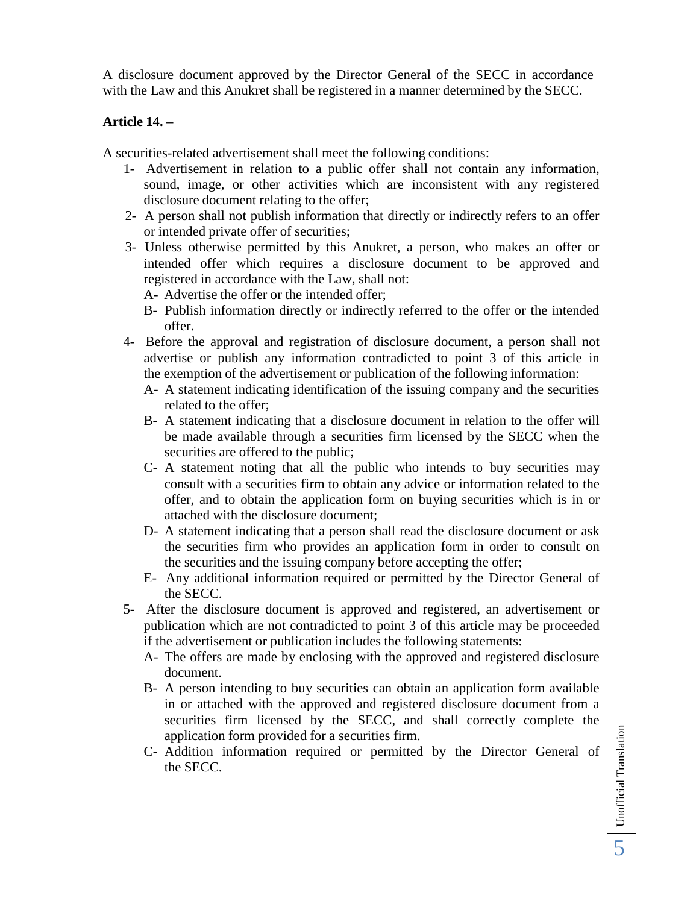A disclosure document approved by the Director General of the SECC in accordance with the Law and this Anukret shall be registered in a manner determined by the SECC.

**Article 14. –**

A securities-related advertisement shall meet the following conditions:

1- Advertisement in relation to a public offer shall not contain any information, sound, image, or other activities which are inconsistent with any registered disclosure document relating to the offer;

2- A person shall not publish information that directly or indirectly refers to an offer or intended private offer of securities;

3- Unless otherwise permitted by this Anukret, a person, who makes an offer or intended offer which requires a disclosure document to be approved and registered in accordance with the Law, shall not:

   A- Advertise the offer or the intended offer;

   B- Publish information directly or indirectly referred to the offer or the intended offer.

4- Before the approval and registration of disclosure document, a person shall not advertise or publish any information contradicted to point 3 of this article in the exemption of the advertisement or publication of the following information:

   A- A statement indicating identification of the issuing company and the securities related to the offer;

   B- A statement indicating that a disclosure document in relation to the offer will be made available through a securities firm licensed by the SECC when the securities are offered to the public;

   C- A statement noting that all the public who intends to buy securities may consult with a securities firm to obtain any advice or information related to the offer, and to obtain the application form on buying securities which is in or attached with the disclosure document;

   D- A statement indicating that a person shall read the disclosure document or ask the securities firm who provides an application form in order to consult on the securities and the issuing company before accepting the offer;

   E- Any additional information required or permitted by the Director General of the SECC.

5- After the disclosure document is approved and registered, an advertisement or publication which are not contradicted to point 3 of this article may be proceeded if the advertisement or publication includes the following statements:

   A- The offers are made by enclosing with the approved and registered disclosure document.

   B- A person intending to buy securities can obtain an application form available in or attached with the approved and registered disclosure document from a securities firm licensed by the SECC, and shall correctly complete the application form provided for a securities firm.

   C- Addition information required or permitted by the Director General of the SECC.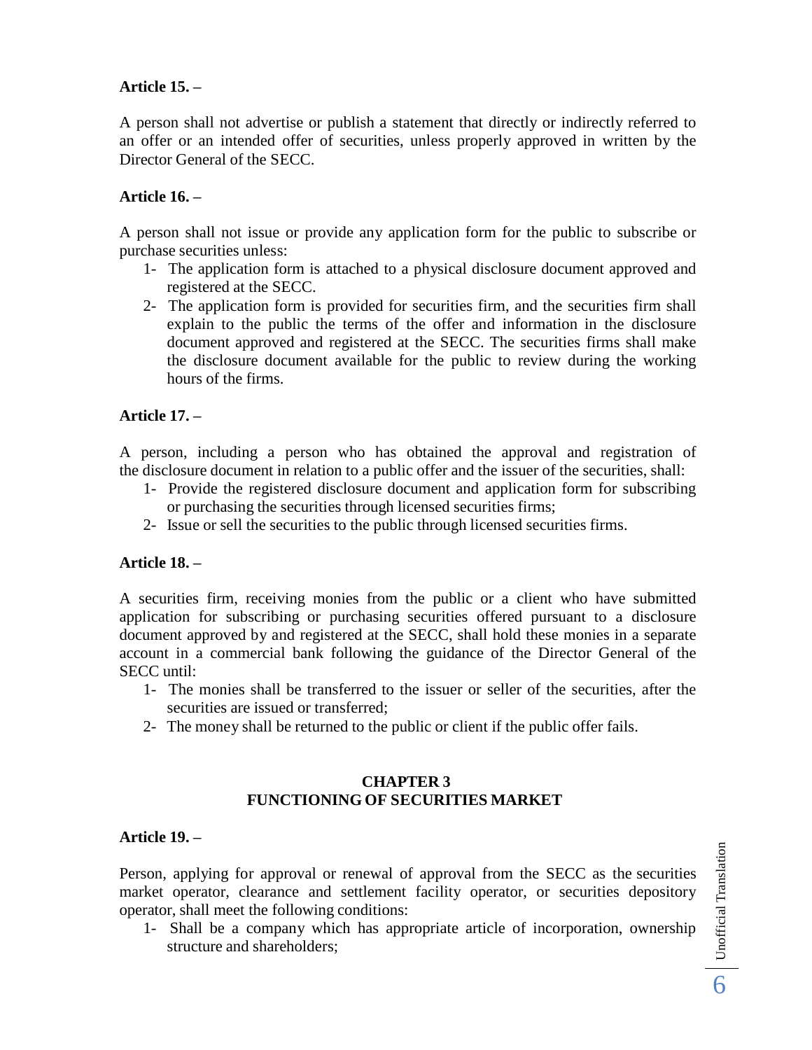**Article 15. –**

A person shall not advertise or publish a statement that directly or indirectly referred to an offer or an intended offer of securities, unless properly approved in written by the Director General of the SECC.

**Article 16. –**

A person shall not issue or provide any application form for the public to subscribe or purchase securities unless:

1- The application form is attached to a physical disclosure document approved and registered at the SECC.
2- The application form is provided for securities firm, and the securities firm shall explain to the public the terms of the offer and information in the disclosure document approved and registered at the SECC. The securities firms shall make the disclosure document available for the public to review during the working hours of the firms.

**Article 17. –**

A person, including a person who has obtained the approval and registration of the disclosure document in relation to a public offer and the issuer of the securities, shall:

1- Provide the registered disclosure document and application form for subscribing or purchasing the securities through licensed securities firms;
2- Issue or sell the securities to the public through licensed securities firms.

**Article 18. –**

A securities firm, receiving monies from the public or a client who have submitted application for subscribing or purchasing securities offered pursuant to a disclosure document approved by and registered at the SECC, shall hold these monies in a separate account in a commercial bank following the guidance of the Director General of the SECC until:

1- The monies shall be transferred to the issuer or seller of the securities, after the securities are issued or transferred;
2- The money shall be returned to the public or client if the public offer fails.

## CHAPTER 3
## FUNCTIONING OF SECURITIES MARKET

**Article 19. –**

Person, applying for approval or renewal of approval from the SECC as the securities market operator, clearance and settlement facility operator, or securities depository operator, shall meet the following conditions:

1- Shall be a company which has appropriate article of incorporation, ownership structure and shareholders;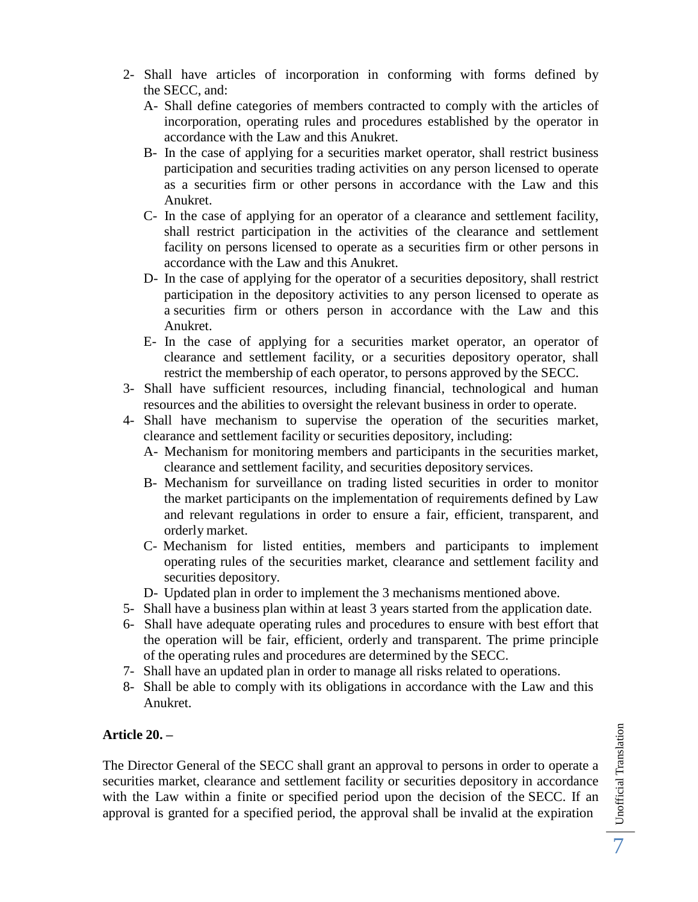2- Shall have articles of incorporation in conforming with forms defined by the SECC, and:
   A- Shall define categories of members contracted to comply with the articles of incorporation, operating rules and procedures established by the operator in accordance with the Law and this Anukret.
   B- In the case of applying for a securities market operator, shall restrict business participation and securities trading activities on any person licensed to operate as a securities firm or other persons in accordance with the Law and this Anukret.
   C- In the case of applying for an operator of a clearance and settlement facility, shall restrict participation in the activities of the clearance and settlement facility on persons licensed to operate as a securities firm or other persons in accordance with the Law and this Anukret.
   D- In the case of applying for the operator of a securities depository, shall restrict participation in the depository activities to any person licensed to operate as a securities firm or others person in accordance with the Law and this Anukret.
   E- In the case of applying for a securities market operator, an operator of clearance and settlement facility, or a securities depository operator, shall restrict the membership of each operator, to persons approved by the SECC.
3- Shall have sufficient resources, including financial, technological and human resources and the abilities to oversight the relevant business in order to operate.
4- Shall have mechanism to supervise the operation of the securities market, clearance and settlement facility or securities depository, including:
   A- Mechanism for monitoring members and participants in the securities market, clearance and settlement facility, and securities depository services.
   B- Mechanism for surveillance on trading listed securities in order to monitor the market participants on the implementation of requirements defined by Law and relevant regulations in order to ensure a fair, efficient, transparent, and orderly market.
   C- Mechanism for listed entities, members and participants to implement operating rules of the securities market, clearance and settlement facility and securities depository.
   D- Updated plan in order to implement the 3 mechanisms mentioned above.
5- Shall have a business plan within at least 3 years started from the application date.
6- Shall have adequate operating rules and procedures to ensure with best effort that the operation will be fair, efficient, orderly and transparent. The prime principle of the operating rules and procedures are determined by the SECC.
7- Shall have an updated plan in order to manage all risks related to operations.
8- Shall be able to comply with its obligations in accordance with the Law and this Anukret.

**Article 20. –**

The Director General of the SECC shall grant an approval to persons in order to operate a securities market, clearance and settlement facility or securities depository in accordance with the Law within a finite or specified period upon the decision of the SECC. If an approval is granted for a specified period, the approval shall be invalid at the expiration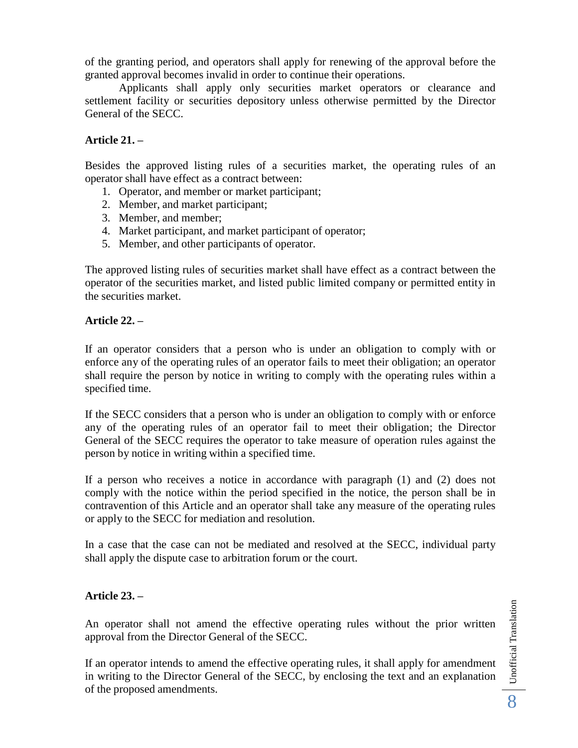of the granting period, and operators shall apply for renewing of the approval before the granted approval becomes invalid in order to continue their operations.

Applicants shall apply only securities market operators or clearance and settlement facility or securities depository unless otherwise permitted by the Director General of the SECC.

**Article 21. –**

Besides the approved listing rules of a securities market, the operating rules of an operator shall have effect as a contract between:

1. Operator, and member or market participant;
2. Member, and market participant;
3. Member, and member;
4. Market participant, and market participant of operator;
5. Member, and other participants of operator.

The approved listing rules of securities market shall have effect as a contract between the operator of the securities market, and listed public limited company or permitted entity in the securities market.

**Article 22. –**

If an operator considers that a person who is under an obligation to comply with or enforce any of the operating rules of an operator fails to meet their obligation; an operator shall require the person by notice in writing to comply with the operating rules within a specified time.

If the SECC considers that a person who is under an obligation to comply with or enforce any of the operating rules of an operator fail to meet their obligation; the Director General of the SECC requires the operator to take measure of operation rules against the person by notice in writing within a specified time.

If a person who receives a notice in accordance with paragraph (1) and (2) does not comply with the notice within the period specified in the notice, the person shall be in contravention of this Article and an operator shall take any measure of the operating rules or apply to the SECC for mediation and resolution.

In a case that the case can not be mediated and resolved at the SECC, individual party shall apply the dispute case to arbitration forum or the court.

**Article 23. –**

An operator shall not amend the effective operating rules without the prior written approval from the Director General of the SECC.

If an operator intends to amend the effective operating rules, it shall apply for amendment in writing to the Director General of the SECC, by enclosing the text and an explanation of the proposed amendments.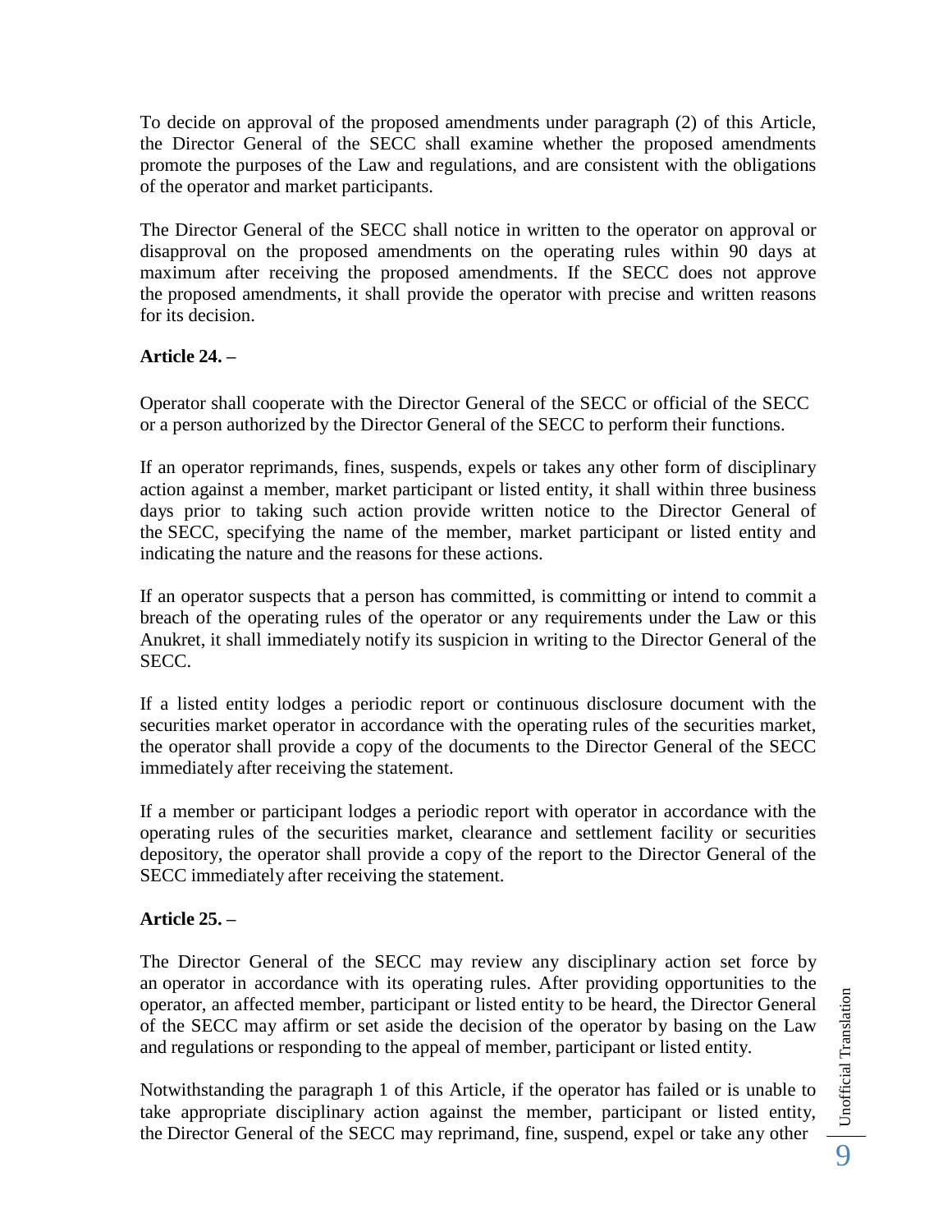To decide on approval of the proposed amendments under paragraph (2) of this Article, the Director General of the SECC shall examine whether the proposed amendments promote the purposes of the Law and regulations, and are consistent with the obligations of the operator and market participants.

The Director General of the SECC shall notice in written to the operator on approval or disapproval on the proposed amendments on the operating rules within 90 days at maximum after receiving the proposed amendments. If the SECC does not approve the proposed amendments, it shall provide the operator with precise and written reasons for its decision.

**Article 24. –**

Operator shall cooperate with the Director General of the SECC or official of the SECC or a person authorized by the Director General of the SECC to perform their functions.

If an operator reprimands, fines, suspends, expels or takes any other form of disciplinary action against a member, market participant or listed entity, it shall within three business days prior to taking such action provide written notice to the Director General of the SECC, specifying the name of the member, market participant or listed entity and indicating the nature and the reasons for these actions.

If an operator suspects that a person has committed, is committing or intend to commit a breach of the operating rules of the operator or any requirements under the Law or this Anukret, it shall immediately notify its suspicion in writing to the Director General of the SECC.

If a listed entity lodges a periodic report or continuous disclosure document with the securities market operator in accordance with the operating rules of the securities market, the operator shall provide a copy of the documents to the Director General of the SECC immediately after receiving the statement.

If a member or participant lodges a periodic report with operator in accordance with the operating rules of the securities market, clearance and settlement facility or securities depository, the operator shall provide a copy of the report to the Director General of the SECC immediately after receiving the statement.

**Article 25. –**

The Director General of the SECC may review any disciplinary action set force by an operator in accordance with its operating rules. After providing opportunities to the operator, an affected member, participant or listed entity to be heard, the Director General of the SECC may affirm or set aside the decision of the operator by basing on the Law and regulations or responding to the appeal of member, participant or listed entity.

Notwithstanding the paragraph 1 of this Article, if the operator has failed or is unable to take appropriate disciplinary action against the member, participant or listed entity, the Director General of the SECC may reprimand, fine, suspend, expel or take any other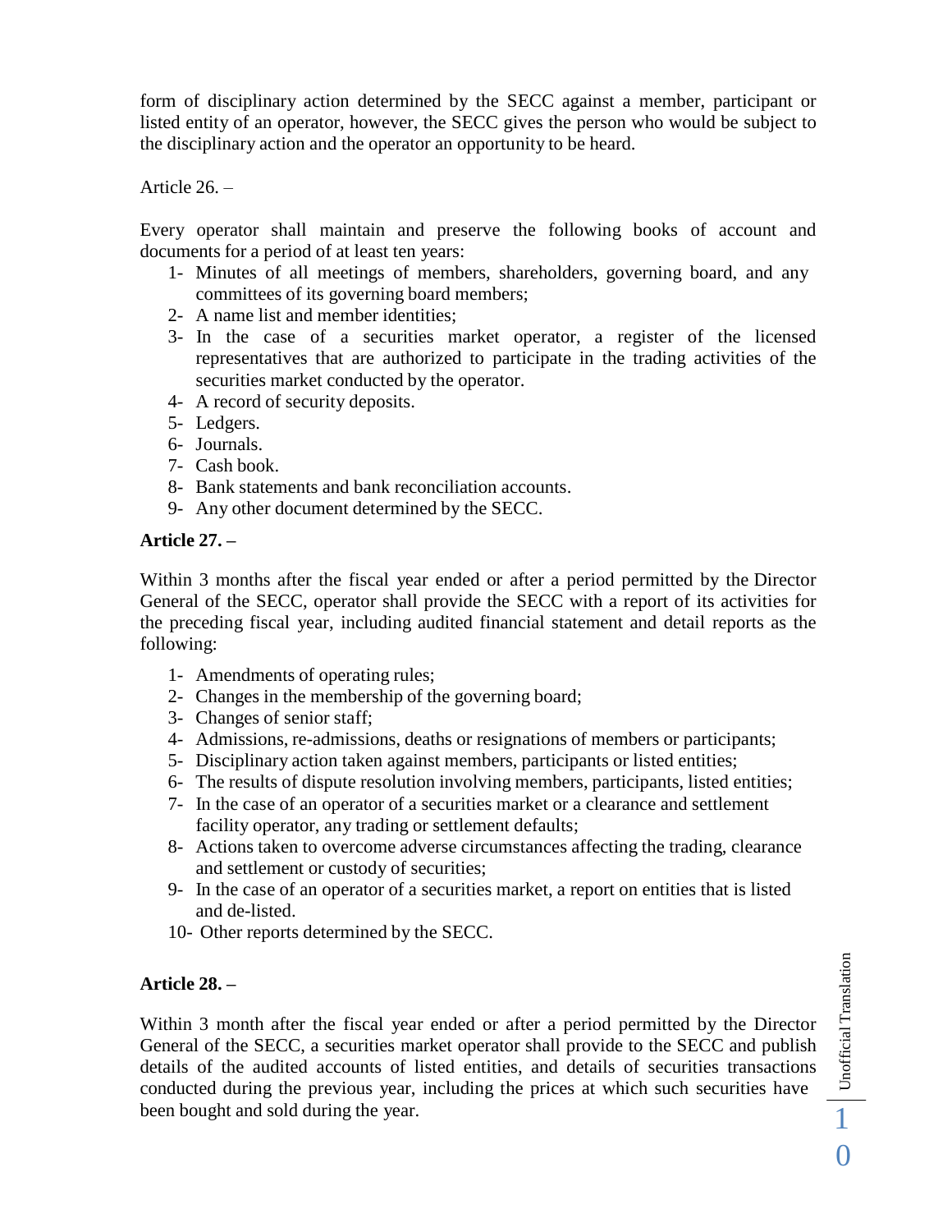form of disciplinary action determined by the SECC against a member, participant or listed entity of an operator, however, the SECC gives the person who would be subject to the disciplinary action and the operator an opportunity to be heard.

Article 26. –

Every operator shall maintain and preserve the following books of account and documents for a period of at least ten years:

1- Minutes of all meetings of members, shareholders, governing board, and any committees of its governing board members;
2- A name list and member identities;
3- In the case of a securities market operator, a register of the licensed representatives that are authorized to participate in the trading activities of the securities market conducted by the operator.
4- A record of security deposits.
5- Ledgers.
6- Journals.
7- Cash book.
8- Bank statements and bank reconciliation accounts.
9- Any other document determined by the SECC.

**Article 27. –**

Within 3 months after the fiscal year ended or after a period permitted by the Director General of the SECC, operator shall provide the SECC with a report of its activities for the preceding fiscal year, including audited financial statement and detail reports as the following:

1- Amendments of operating rules;
2- Changes in the membership of the governing board;
3- Changes of senior staff;
4- Admissions, re-admissions, deaths or resignations of members or participants;
5- Disciplinary action taken against members, participants or listed entities;
6- The results of dispute resolution involving members, participants, listed entities;
7- In the case of an operator of a securities market or a clearance and settlement facility operator, any trading or settlement defaults;
8- Actions taken to overcome adverse circumstances affecting the trading, clearance and settlement or custody of securities;
9- In the case of an operator of a securities market, a report on entities that is listed and de-listed.
10- Other reports determined by the SECC.

**Article 28. –**

Within 3 month after the fiscal year ended or after a period permitted by the Director General of the SECC, a securities market operator shall provide to the SECC and publish details of the audited accounts of listed entities, and details of securities transactions conducted during the previous year, including the prices at which such securities have been bought and sold during the year.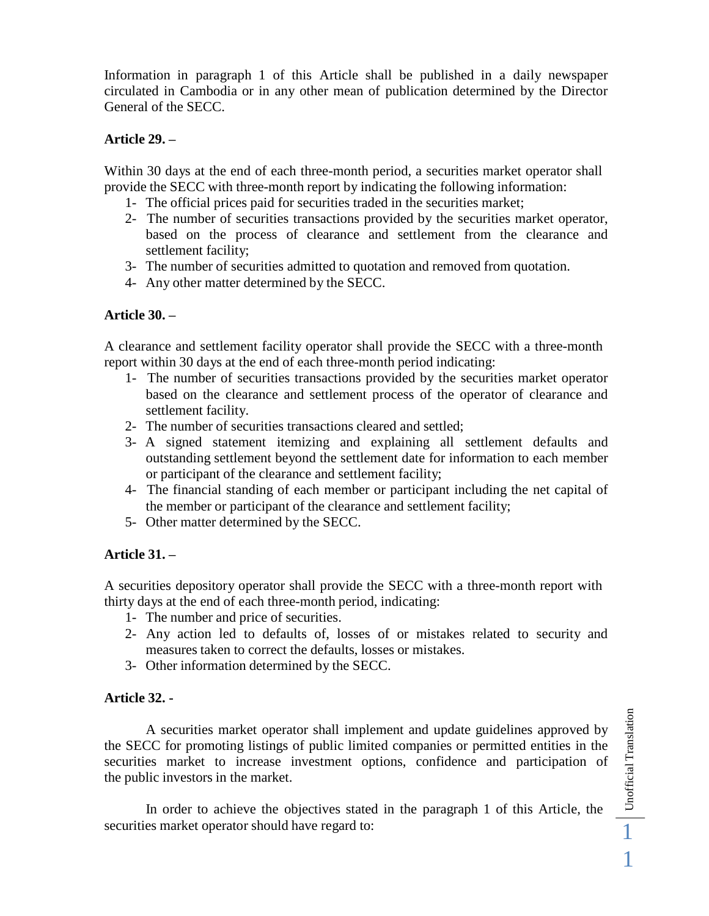Information in paragraph 1 of this Article shall be published in a daily newspaper circulated in Cambodia or in any other mean of publication determined by the Director General of the SECC.

**Article 29. –**

Within 30 days at the end of each three-month period, a securities market operator shall provide the SECC with three-month report by indicating the following information:

1- The official prices paid for securities traded in the securities market;
2- The number of securities transactions provided by the securities market operator, based on the process of clearance and settlement from the clearance and settlement facility;
3- The number of securities admitted to quotation and removed from quotation.
4- Any other matter determined by the SECC.

**Article 30. –**

A clearance and settlement facility operator shall provide the SECC with a three-month report within 30 days at the end of each three-month period indicating:

1- The number of securities transactions provided by the securities market operator based on the clearance and settlement process of the operator of clearance and settlement facility.
2- The number of securities transactions cleared and settled;
3- A signed statement itemizing and explaining all settlement defaults and outstanding settlement beyond the settlement date for information to each member or participant of the clearance and settlement facility;
4- The financial standing of each member or participant including the net capital of the member or participant of the clearance and settlement facility;
5- Other matter determined by the SECC.

**Article 31. –**

A securities depository operator shall provide the SECC with a three-month report with thirty days at the end of each three-month period, indicating:

1- The number and price of securities.
2- Any action led to defaults of, losses of or mistakes related to security and measures taken to correct the defaults, losses or mistakes.
3- Other information determined by the SECC.

**Article 32. -**

A securities market operator shall implement and update guidelines approved by the SECC for promoting listings of public limited companies or permitted entities in the securities market to increase investment options, confidence and participation of the public investors in the market.

In order to achieve the objectives stated in the paragraph 1 of this Article, the securities market operator should have regard to: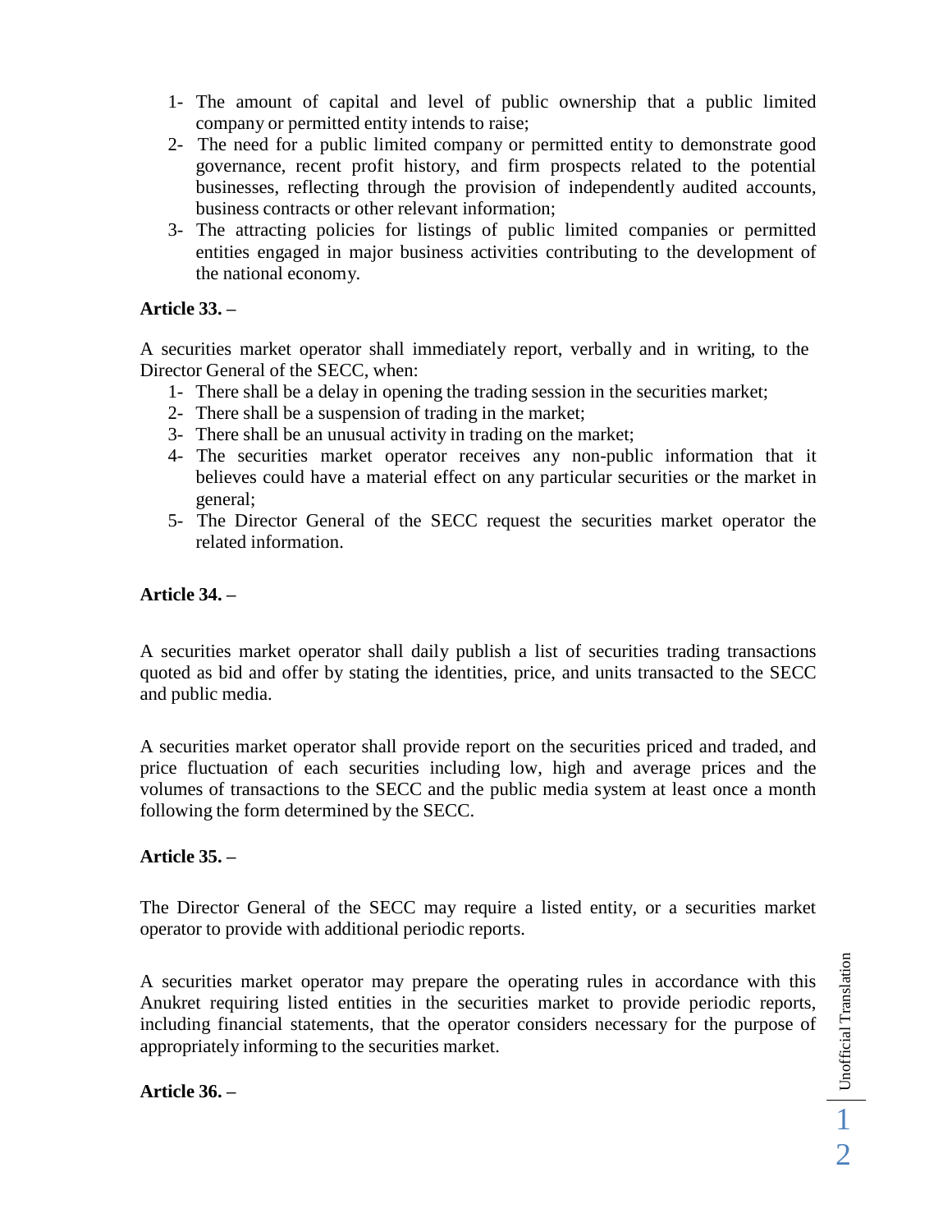1- The amount of capital and level of public ownership that a public limited company or permitted entity intends to raise;
2- The need for a public limited company or permitted entity to demonstrate good governance, recent profit history, and firm prospects related to the potential businesses, reflecting through the provision of independently audited accounts, business contracts or other relevant information;
3- The attracting policies for listings of public limited companies or permitted entities engaged in major business activities contributing to the development of the national economy.

**Article 33. –**

A securities market operator shall immediately report, verbally and in writing, to the Director General of the SECC, when:

1- There shall be a delay in opening the trading session in the securities market;
2- There shall be a suspension of trading in the market;
3- There shall be an unusual activity in trading on the market;
4- The securities market operator receives any non-public information that it believes could have a material effect on any particular securities or the market in general;
5- The Director General of the SECC request the securities market operator the related information.

**Article 34. –**

A securities market operator shall daily publish a list of securities trading transactions quoted as bid and offer by stating the identities, price, and units transacted to the SECC and public media.

A securities market operator shall provide report on the securities priced and traded, and price fluctuation of each securities including low, high and average prices and the volumes of transactions to the SECC and the public media system at least once a month following the form determined by the SECC.

**Article 35. –**

The Director General of the SECC may require a listed entity, or a securities market operator to provide with additional periodic reports.

A securities market operator may prepare the operating rules in accordance with this Anukret requiring listed entities in the securities market to provide periodic reports, including financial statements, that the operator considers necessary for the purpose of appropriately informing to the securities market.

**Article 36. –**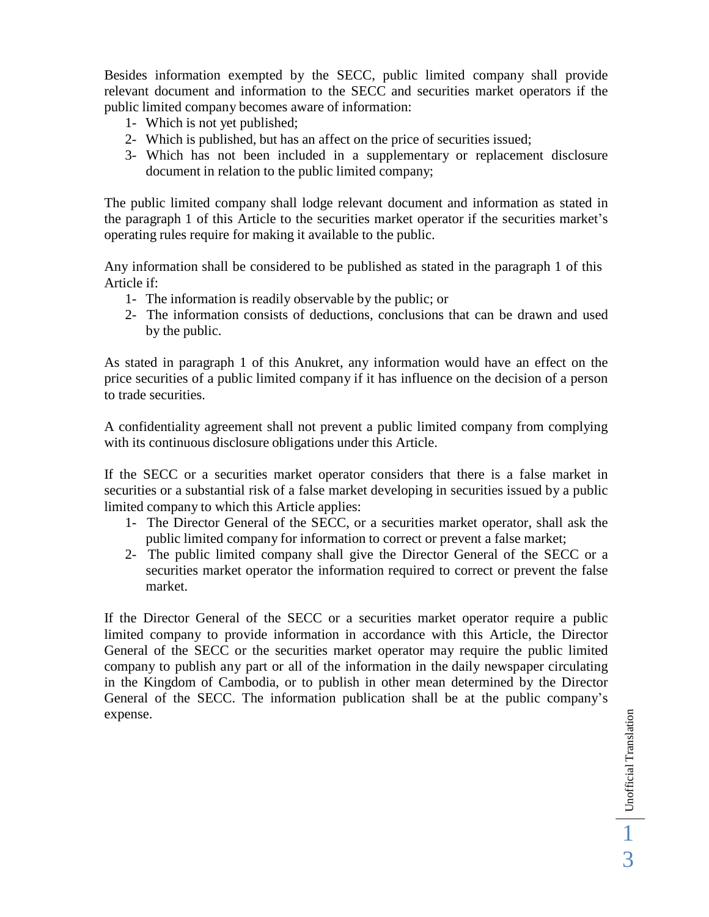Besides information exempted by the SECC, public limited company shall provide relevant document and information to the SECC and securities market operators if the public limited company becomes aware of information:

1- Which is not yet published;
2- Which is published, but has an affect on the price of securities issued;
3- Which has not been included in a supplementary or replacement disclosure document in relation to the public limited company;

The public limited company shall lodge relevant document and information as stated in the paragraph 1 of this Article to the securities market operator if the securities market's operating rules require for making it available to the public.

Any information shall be considered to be published as stated in the paragraph 1 of this Article if:

1- The information is readily observable by the public; or
2- The information consists of deductions, conclusions that can be drawn and used by the public.

As stated in paragraph 1 of this Anukret, any information would have an effect on the price securities of a public limited company if it has influence on the decision of a person to trade securities.

A confidentiality agreement shall not prevent a public limited company from complying with its continuous disclosure obligations under this Article.

If the SECC or a securities market operator considers that there is a false market in securities or a substantial risk of a false market developing in securities issued by a public limited company to which this Article applies:

1- The Director General of the SECC, or a securities market operator, shall ask the public limited company for information to correct or prevent a false market;
2- The public limited company shall give the Director General of the SECC or a securities market operator the information required to correct or prevent the false market.

If the Director General of the SECC or a securities market operator require a public limited company to provide information in accordance with this Article, the Director General of the SECC or the securities market operator may require the public limited company to publish any part or all of the information in the daily newspaper circulating in the Kingdom of Cambodia, or to publish in other mean determined by the Director General of the SECC. The information publication shall be at the public company's expense.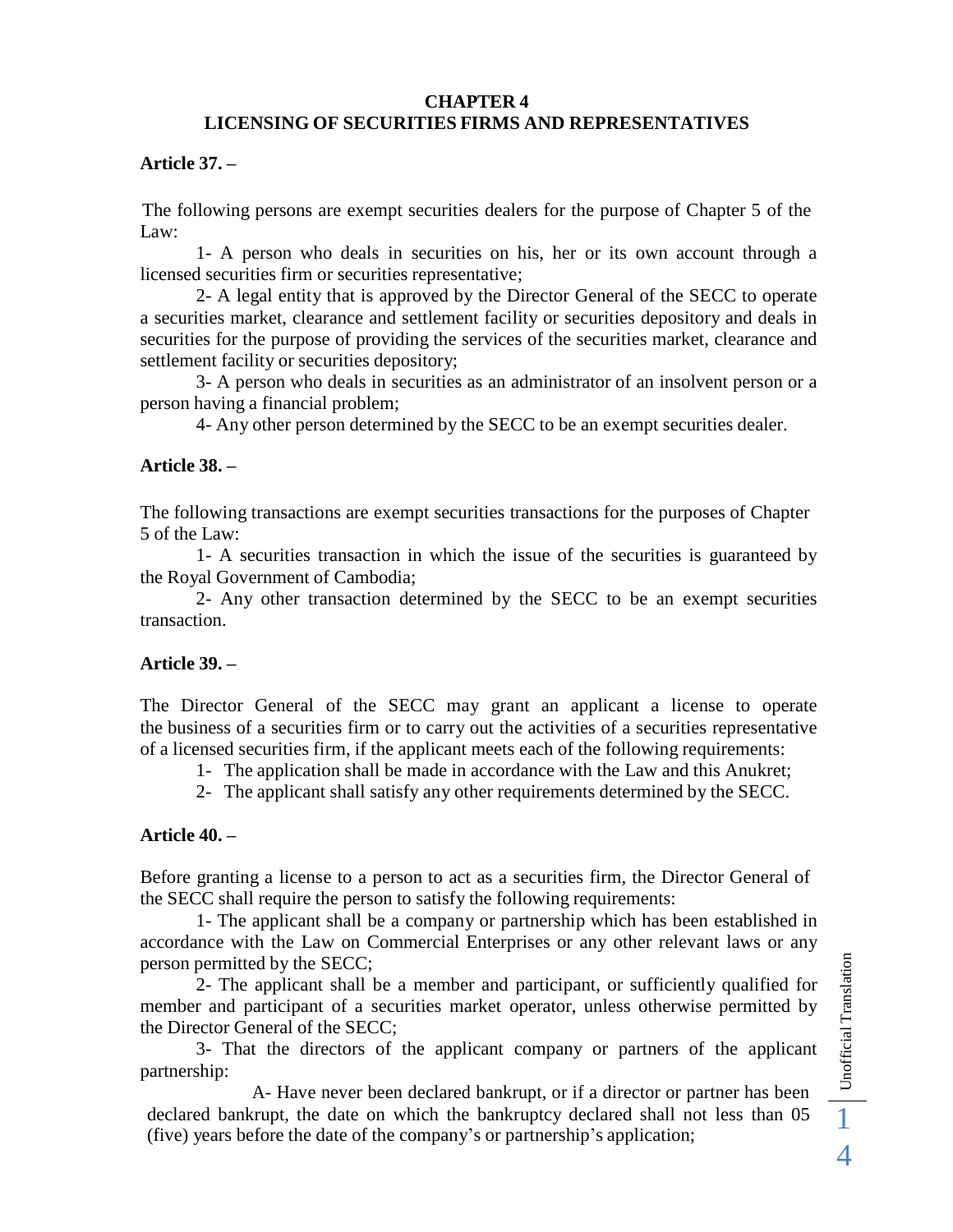## CHAPTER 4
## LICENSING OF SECURITIES FIRMS AND REPRESENTATIVES

**Article 37. –**

The following persons are exempt securities dealers for the purpose of Chapter 5 of the Law:

1- A person who deals in securities on his, her or its own account through a licensed securities firm or securities representative;

2- A legal entity that is approved by the Director General of the SECC to operate a securities market, clearance and settlement facility or securities depository and deals in securities for the purpose of providing the services of the securities market, clearance and settlement facility or securities depository;

3- A person who deals in securities as an administrator of an insolvent person or a person having a financial problem;

4- Any other person determined by the SECC to be an exempt securities dealer.

**Article 38. –**

The following transactions are exempt securities transactions for the purposes of Chapter 5 of the Law:

1- A securities transaction in which the issue of the securities is guaranteed by the Royal Government of Cambodia;

2- Any other transaction determined by the SECC to be an exempt securities transaction.

**Article 39. –**

The Director General of the SECC may grant an applicant a license to operate the business of a securities firm or to carry out the activities of a securities representative of a licensed securities firm, if the applicant meets each of the following requirements:

1- The application shall be made in accordance with the Law and this Anukret;

2- The applicant shall satisfy any other requirements determined by the SECC.

**Article 40. –**

Before granting a license to a person to act as a securities firm, the Director General of the SECC shall require the person to satisfy the following requirements:

1- The applicant shall be a company or partnership which has been established in accordance with the Law on Commercial Enterprises or any other relevant laws or any person permitted by the SECC;

2- The applicant shall be a member and participant, or sufficiently qualified for member and participant of a securities market operator, unless otherwise permitted by the Director General of the SECC;

3- That the directors of the applicant company or partners of the applicant partnership:

A- Have never been declared bankrupt, or if a director or partner has been declared bankrupt, the date on which the bankruptcy declared shall not less than 05 (five) years before the date of the company's or partnership's application;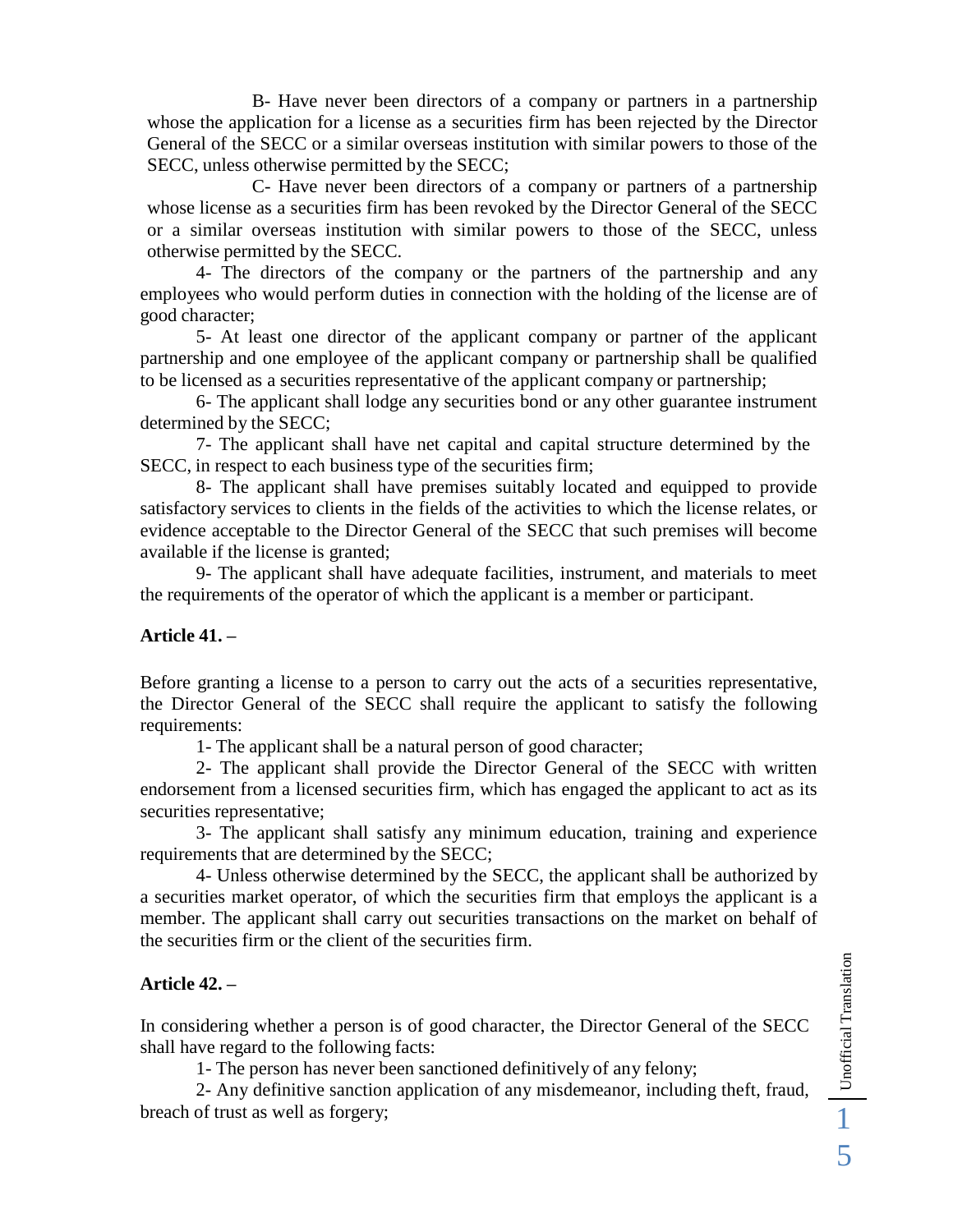B- Have never been directors of a company or partners in a partnership whose the application for a license as a securities firm has been rejected by the Director General of the SECC or a similar overseas institution with similar powers to those of the SECC, unless otherwise permitted by the SECC;

C- Have never been directors of a company or partners of a partnership whose license as a securities firm has been revoked by the Director General of the SECC or a similar overseas institution with similar powers to those of the SECC, unless otherwise permitted by the SECC.

4- The directors of the company or the partners of the partnership and any employees who would perform duties in connection with the holding of the license are of good character;

5- At least one director of the applicant company or partner of the applicant partnership and one employee of the applicant company or partnership shall be qualified to be licensed as a securities representative of the applicant company or partnership;

6- The applicant shall lodge any securities bond or any other guarantee instrument determined by the SECC;

7- The applicant shall have net capital and capital structure determined by the SECC, in respect to each business type of the securities firm;

8- The applicant shall have premises suitably located and equipped to provide satisfactory services to clients in the fields of the activities to which the license relates, or evidence acceptable to the Director General of the SECC that such premises will become available if the license is granted;

9- The applicant shall have adequate facilities, instrument, and materials to meet the requirements of the operator of which the applicant is a member or participant.

**Article 41. –**

Before granting a license to a person to carry out the acts of a securities representative, the Director General of the SECC shall require the applicant to satisfy the following requirements:

1- The applicant shall be a natural person of good character;

2- The applicant shall provide the Director General of the SECC with written endorsement from a licensed securities firm, which has engaged the applicant to act as its securities representative;

3- The applicant shall satisfy any minimum education, training and experience requirements that are determined by the SECC;

4- Unless otherwise determined by the SECC, the applicant shall be authorized by a securities market operator, of which the securities firm that employs the applicant is a member. The applicant shall carry out securities transactions on the market on behalf of the securities firm or the client of the securities firm.

**Article 42. –**

In considering whether a person is of good character, the Director General of the SECC shall have regard to the following facts:

1- The person has never been sanctioned definitively of any felony;

2- Any definitive sanction application of any misdemeanor, including theft, fraud, breach of trust as well as forgery;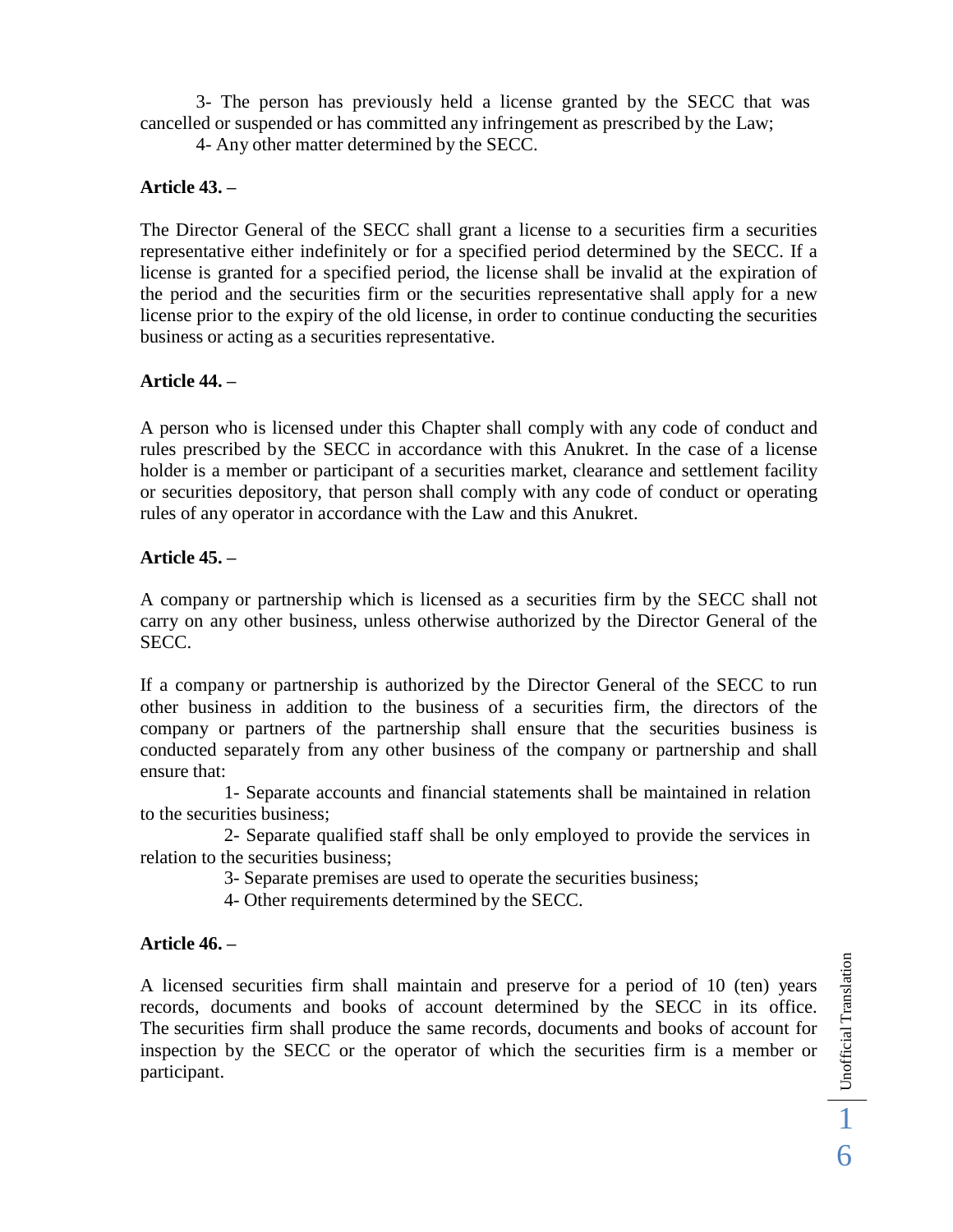3- The person has previously held a license granted by the SECC that was cancelled or suspended or has committed any infringement as prescribed by the Law;

4- Any other matter determined by the SECC.

**Article 43. –**

The Director General of the SECC shall grant a license to a securities firm a securities representative either indefinitely or for a specified period determined by the SECC. If a license is granted for a specified period, the license shall be invalid at the expiration of the period and the securities firm or the securities representative shall apply for a new license prior to the expiry of the old license, in order to continue conducting the securities business or acting as a securities representative.

**Article 44. –**

A person who is licensed under this Chapter shall comply with any code of conduct and rules prescribed by the SECC in accordance with this Anukret. In the case of a license holder is a member or participant of a securities market, clearance and settlement facility or securities depository, that person shall comply with any code of conduct or operating rules of any operator in accordance with the Law and this Anukret.

**Article 45. –**

A company or partnership which is licensed as a securities firm by the SECC shall not carry on any other business, unless otherwise authorized by the Director General of the SECC.

If a company or partnership is authorized by the Director General of the SECC to run other business in addition to the business of a securities firm, the directors of the company or partners of the partnership shall ensure that the securities business is conducted separately from any other business of the company or partnership and shall ensure that:

1- Separate accounts and financial statements shall be maintained in relation to the securities business;

2- Separate qualified staff shall be only employed to provide the services in relation to the securities business;

3- Separate premises are used to operate the securities business;

4- Other requirements determined by the SECC.

**Article 46. –**

A licensed securities firm shall maintain and preserve for a period of 10 (ten) years records, documents and books of account determined by the SECC in its office. The securities firm shall produce the same records, documents and books of account for inspection by the SECC or the operator of which the securities firm is a member or participant.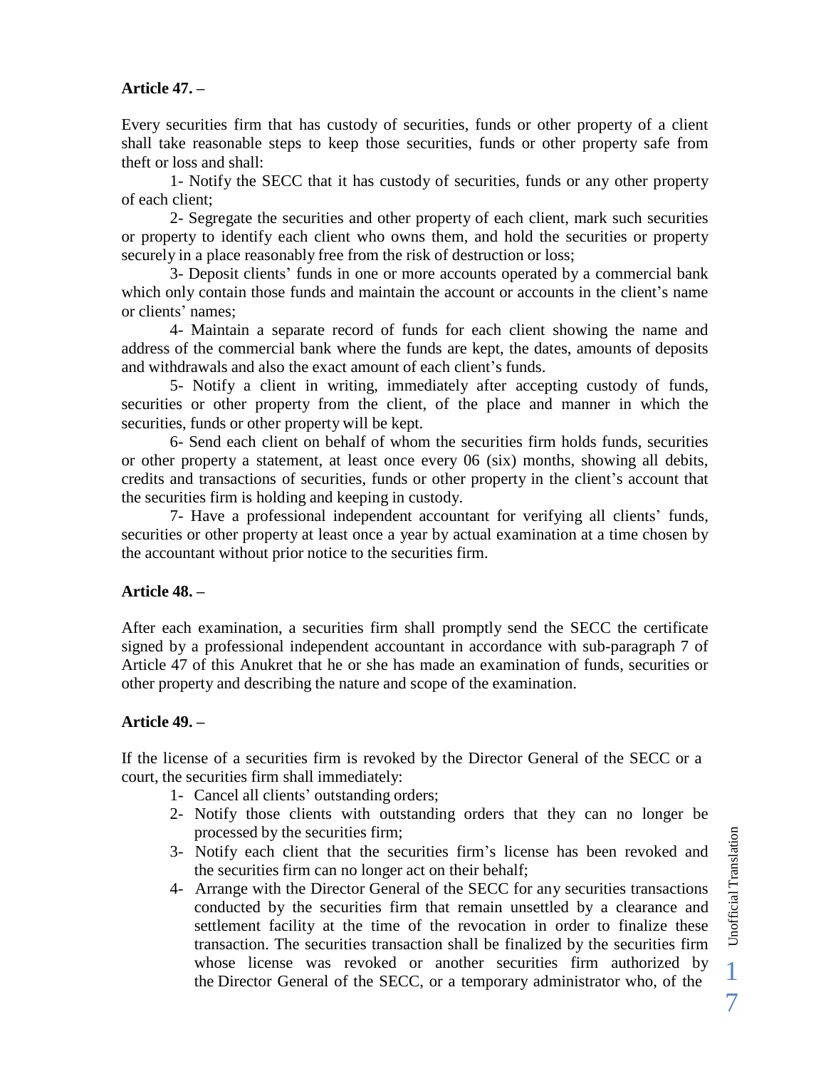**Article 47. –**

Every securities firm that has custody of securities, funds or other property of a client shall take reasonable steps to keep those securities, funds or other property safe from theft or loss and shall:

1- Notify the SECC that it has custody of securities, funds or any other property of each client;

2- Segregate the securities and other property of each client, mark such securities or property to identify each client who owns them, and hold the securities or property securely in a place reasonably free from the risk of destruction or loss;

3- Deposit clients' funds in one or more accounts operated by a commercial bank which only contain those funds and maintain the account or accounts in the client's name or clients' names;

4- Maintain a separate record of funds for each client showing the name and address of the commercial bank where the funds are kept, the dates, amounts of deposits and withdrawals and also the exact amount of each client's funds.

5- Notify a client in writing, immediately after accepting custody of funds, securities or other property from the client, of the place and manner in which the securities, funds or other property will be kept.

6- Send each client on behalf of whom the securities firm holds funds, securities or other property a statement, at least once every 06 (six) months, showing all debits, credits and transactions of securities, funds or other property in the client's account that the securities firm is holding and keeping in custody.

7- Have a professional independent accountant for verifying all clients' funds, securities or other property at least once a year by actual examination at a time chosen by the accountant without prior notice to the securities firm.

**Article 48. –**

After each examination, a securities firm shall promptly send the SECC the certificate signed by a professional independent accountant in accordance with sub-paragraph 7 of Article 47 of this Anukret that he or she has made an examination of funds, securities or other property and describing the nature and scope of the examination.

**Article 49. –**

If the license of a securities firm is revoked by the Director General of the SECC or a court, the securities firm shall immediately:

1- Cancel all clients' outstanding orders;
2- Notify those clients with outstanding orders that they can no longer be processed by the securities firm;
3- Notify each client that the securities firm's license has been revoked and the securities firm can no longer act on their behalf;
4- Arrange with the Director General of the SECC for any securities transactions conducted by the securities firm that remain unsettled by a clearance and settlement facility at the time of the revocation in order to finalize these transaction. The securities transaction shall be finalized by the securities firm whose license was revoked or another securities firm authorized by the Director General of the SECC, or a temporary administrator who, of the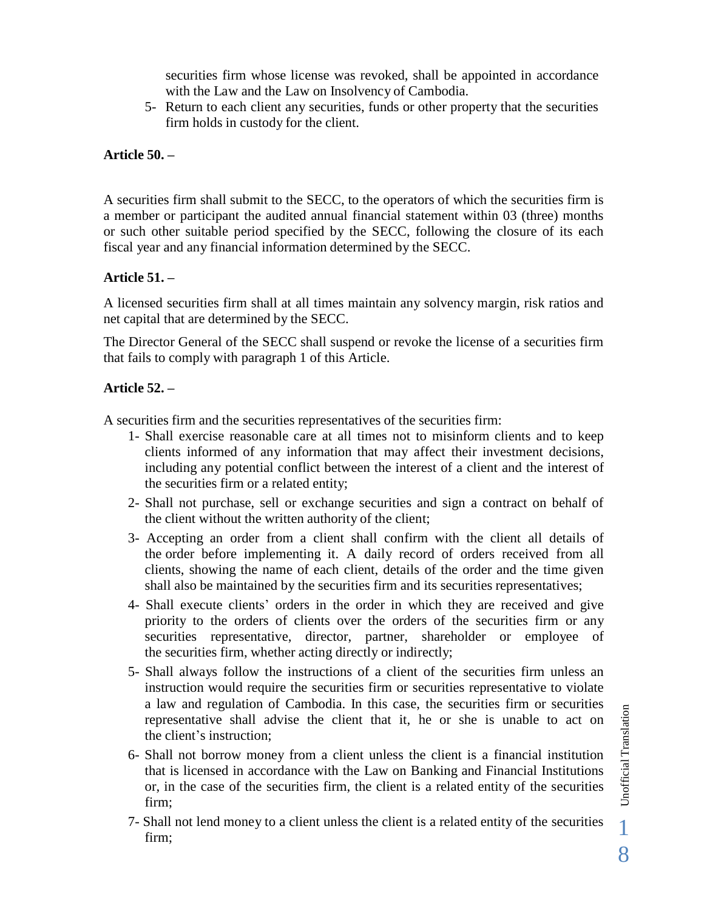securities firm whose license was revoked, shall be appointed in accordance with the Law and the Law on Insolvency of Cambodia.

5- Return to each client any securities, funds or other property that the securities firm holds in custody for the client.

**Article 50. –**

A securities firm shall submit to the SECC, to the operators of which the securities firm is a member or participant the audited annual financial statement within 03 (three) months or such other suitable period specified by the SECC, following the closure of its each fiscal year and any financial information determined by the SECC.

**Article 51. –**

A licensed securities firm shall at all times maintain any solvency margin, risk ratios and net capital that are determined by the SECC.

The Director General of the SECC shall suspend or revoke the license of a securities firm that fails to comply with paragraph 1 of this Article.

**Article 52. –**

A securities firm and the securities representatives of the securities firm:

1- Shall exercise reasonable care at all times not to misinform clients and to keep clients informed of any information that may affect their investment decisions, including any potential conflict between the interest of a client and the interest of the securities firm or a related entity;

2- Shall not purchase, sell or exchange securities and sign a contract on behalf of the client without the written authority of the client;

3- Accepting an order from a client shall confirm with the client all details of the order before implementing it. A daily record of orders received from all clients, showing the name of each client, details of the order and the time given shall also be maintained by the securities firm and its securities representatives;

4- Shall execute clients' orders in the order in which they are received and give priority to the orders of clients over the orders of the securities firm or any securities representative, director, partner, shareholder or employee of the securities firm, whether acting directly or indirectly;

5- Shall always follow the instructions of a client of the securities firm unless an instruction would require the securities firm or securities representative to violate a law and regulation of Cambodia. In this case, the securities firm or securities representative shall advise the client that it, he or she is unable to act on the client's instruction;

6- Shall not borrow money from a client unless the client is a financial institution that is licensed in accordance with the Law on Banking and Financial Institutions or, in the case of the securities firm, the client is a related entity of the securities firm;

7- Shall not lend money to a client unless the client is a related entity of the securities firm;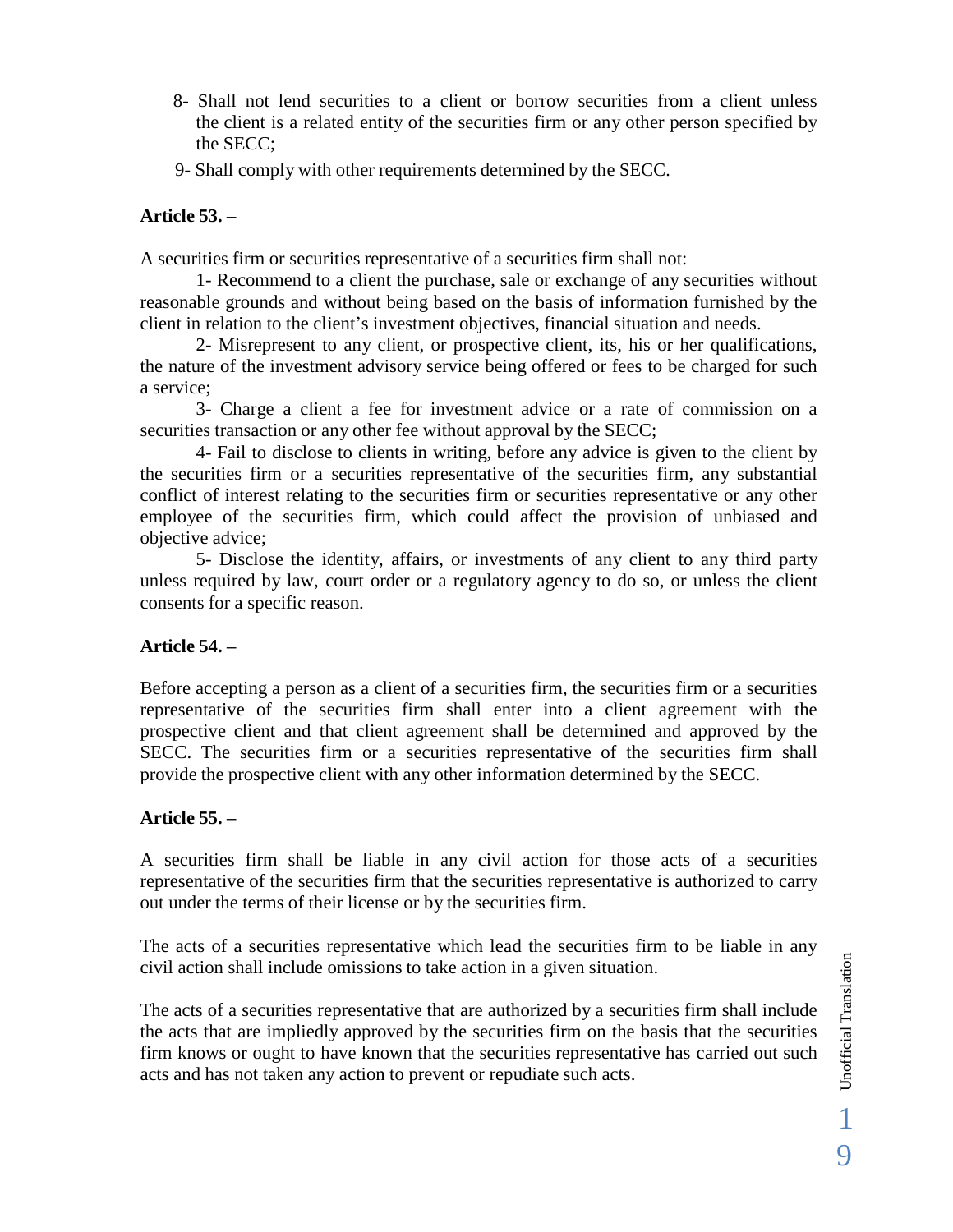8- Shall not lend securities to a client or borrow securities from a client unless the client is a related entity of the securities firm or any other person specified by the SECC;

9- Shall comply with other requirements determined by the SECC.

**Article 53. –**

A securities firm or securities representative of a securities firm shall not:

1- Recommend to a client the purchase, sale or exchange of any securities without reasonable grounds and without being based on the basis of information furnished by the client in relation to the client's investment objectives, financial situation and needs.

2- Misrepresent to any client, or prospective client, its, his or her qualifications, the nature of the investment advisory service being offered or fees to be charged for such a service;

3- Charge a client a fee for investment advice or a rate of commission on a securities transaction or any other fee without approval by the SECC;

4- Fail to disclose to clients in writing, before any advice is given to the client by the securities firm or a securities representative of the securities firm, any substantial conflict of interest relating to the securities firm or securities representative or any other employee of the securities firm, which could affect the provision of unbiased and objective advice;

5- Disclose the identity, affairs, or investments of any client to any third party unless required by law, court order or a regulatory agency to do so, or unless the client consents for a specific reason.

**Article 54. –**

Before accepting a person as a client of a securities firm, the securities firm or a securities representative of the securities firm shall enter into a client agreement with the prospective client and that client agreement shall be determined and approved by the SECC. The securities firm or a securities representative of the securities firm shall provide the prospective client with any other information determined by the SECC.

**Article 55. –**

A securities firm shall be liable in any civil action for those acts of a securities representative of the securities firm that the securities representative is authorized to carry out under the terms of their license or by the securities firm.

The acts of a securities representative which lead the securities firm to be liable in any civil action shall include omissions to take action in a given situation.

The acts of a securities representative that are authorized by a securities firm shall include the acts that are impliedly approved by the securities firm on the basis that the securities firm knows or ought to have known that the securities representative has carried out such acts and has not taken any action to prevent or repudiate such acts.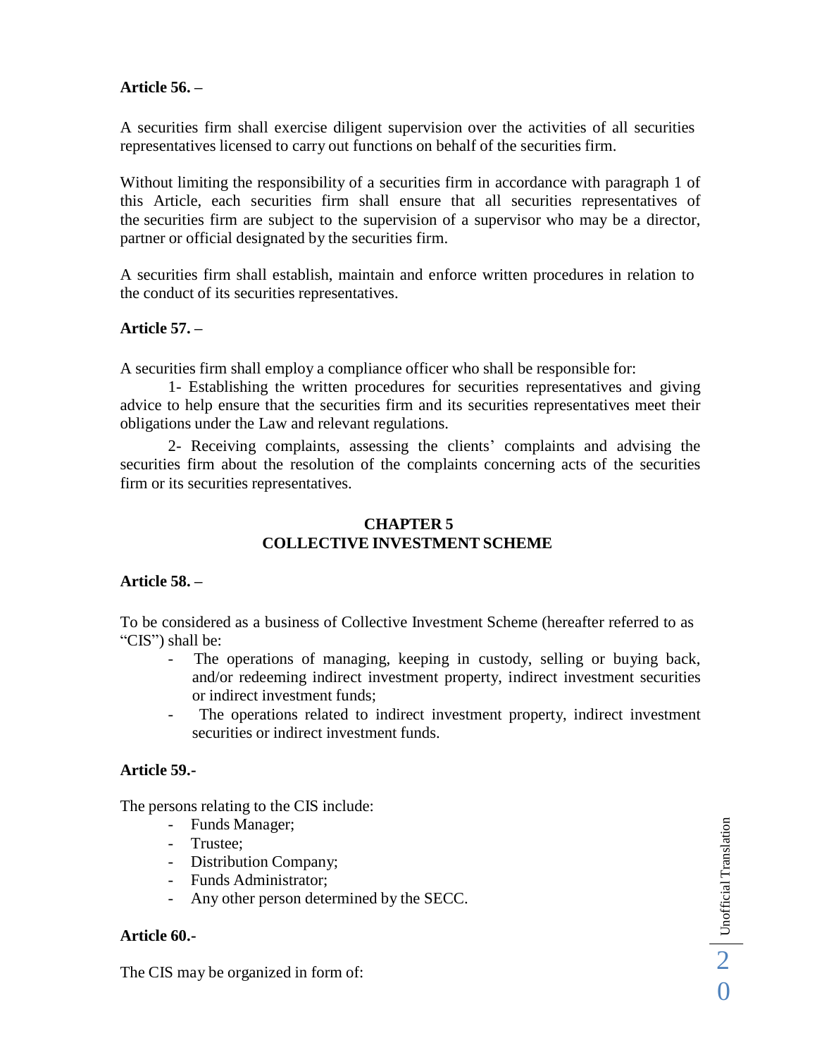**Article 56. –**

A securities firm shall exercise diligent supervision over the activities of all securities representatives licensed to carry out functions on behalf of the securities firm.

Without limiting the responsibility of a securities firm in accordance with paragraph 1 of this Article, each securities firm shall ensure that all securities representatives of the securities firm are subject to the supervision of a supervisor who may be a director, partner or official designated by the securities firm.

A securities firm shall establish, maintain and enforce written procedures in relation to the conduct of its securities representatives.

**Article 57. –**

A securities firm shall employ a compliance officer who shall be responsible for:

1- Establishing the written procedures for securities representatives and giving advice to help ensure that the securities firm and its securities representatives meet their obligations under the Law and relevant regulations.

2- Receiving complaints, assessing the clients' complaints and advising the securities firm about the resolution of the complaints concerning acts of the securities firm or its securities representatives.

## CHAPTER 5
## COLLECTIVE INVESTMENT SCHEME

**Article 58. –**

To be considered as a business of Collective Investment Scheme (hereafter referred to as "CIS") shall be:

- The operations of managing, keeping in custody, selling or buying back, and/or redeeming indirect investment property, indirect investment securities or indirect investment funds;
- The operations related to indirect investment property, indirect investment securities or indirect investment funds.

**Article 59.-**

The persons relating to the CIS include:

- Funds Manager;
- Trustee;
- Distribution Company;
- Funds Administrator;
- Any other person determined by the SECC.

**Article 60.-**

The CIS may be organized in form of: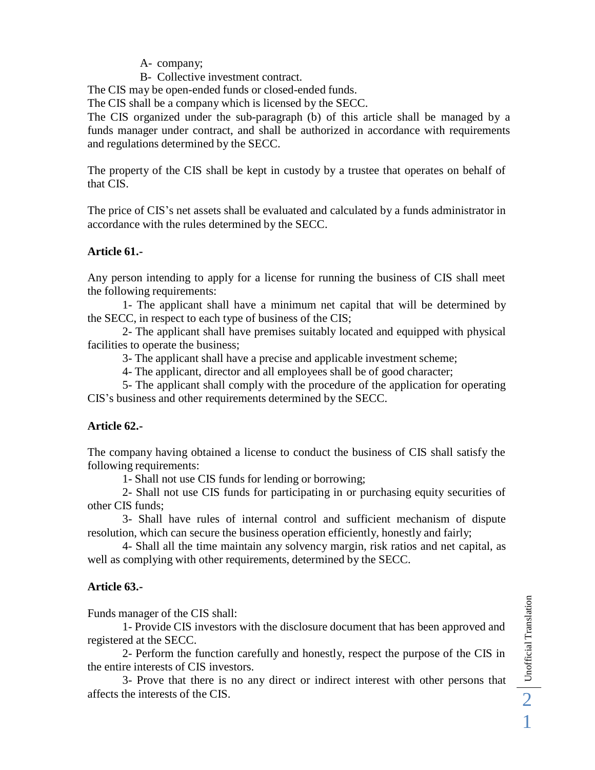A- company;

B- Collective investment contract.

The CIS may be open-ended funds or closed-ended funds.

The CIS shall be a company which is licensed by the SECC.

The CIS organized under the sub-paragraph (b) of this article shall be managed by a funds manager under contract, and shall be authorized in accordance with requirements and regulations determined by the SECC.

The property of the CIS shall be kept in custody by a trustee that operates on behalf of that CIS.

The price of CIS's net assets shall be evaluated and calculated by a funds administrator in accordance with the rules determined by the SECC.

**Article 61.-**

Any person intending to apply for a license for running the business of CIS shall meet the following requirements:

1- The applicant shall have a minimum net capital that will be determined by the SECC, in respect to each type of business of the CIS;

2- The applicant shall have premises suitably located and equipped with physical facilities to operate the business;

3- The applicant shall have a precise and applicable investment scheme;

4- The applicant, director and all employees shall be of good character;

5- The applicant shall comply with the procedure of the application for operating CIS's business and other requirements determined by the SECC.

**Article 62.-**

The company having obtained a license to conduct the business of CIS shall satisfy the following requirements:

1- Shall not use CIS funds for lending or borrowing;

2- Shall not use CIS funds for participating in or purchasing equity securities of other CIS funds;

3- Shall have rules of internal control and sufficient mechanism of dispute resolution, which can secure the business operation efficiently, honestly and fairly;

4- Shall all the time maintain any solvency margin, risk ratios and net capital, as well as complying with other requirements, determined by the SECC.

**Article 63.-**

Funds manager of the CIS shall:

1- Provide CIS investors with the disclosure document that has been approved and registered at the SECC.

2- Perform the function carefully and honestly, respect the purpose of the CIS in the entire interests of CIS investors.

3- Prove that there is no any direct or indirect interest with other persons that affects the interests of the CIS.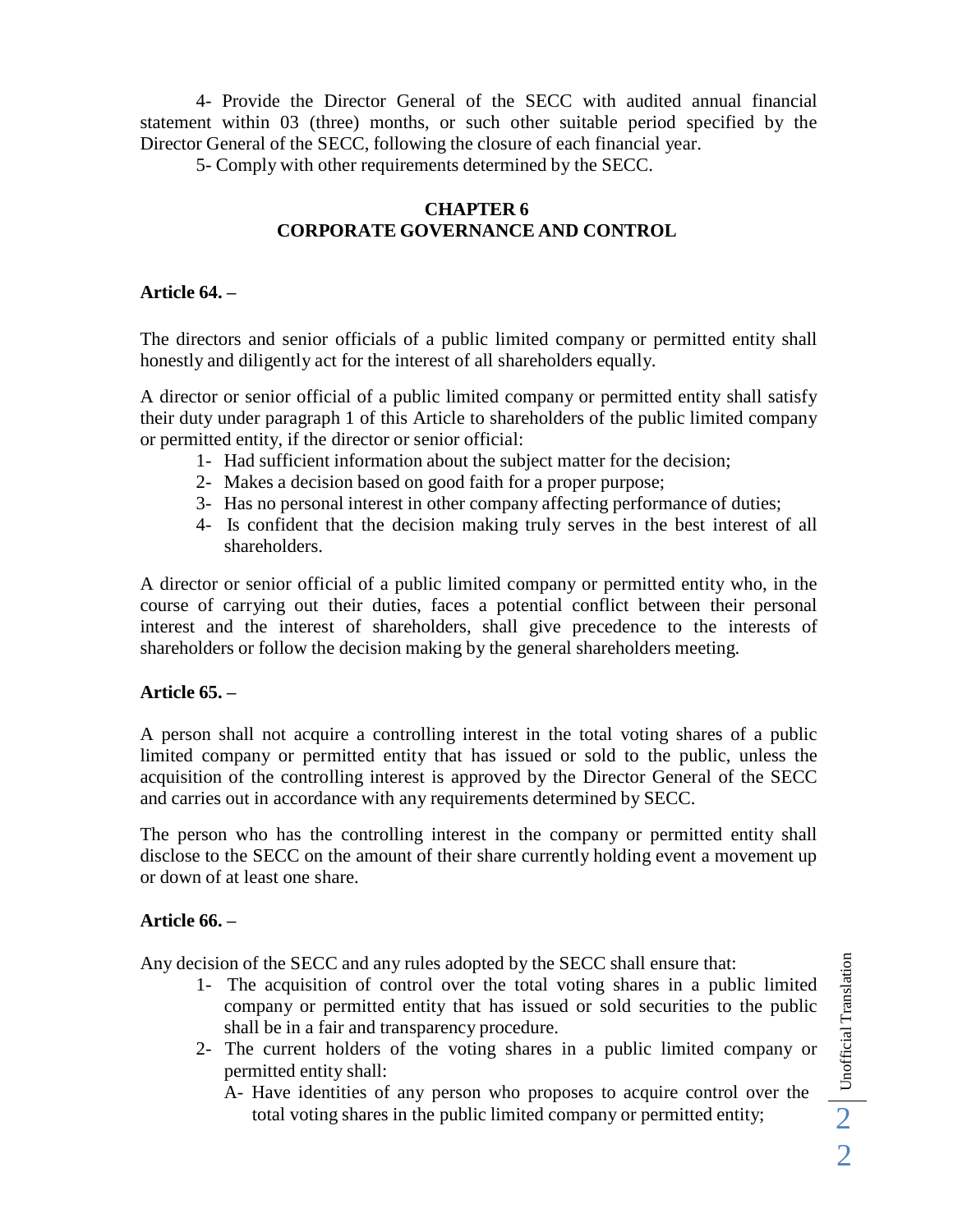4- Provide the Director General of the SECC with audited annual financial statement within 03 (three) months, or such other suitable period specified by the Director General of the SECC, following the closure of each financial year.

5- Comply with other requirements determined by the SECC.

## CHAPTER 6
## CORPORATE GOVERNANCE AND CONTROL

### Article 64. –

The directors and senior officials of a public limited company or permitted entity shall honestly and diligently act for the interest of all shareholders equally.

A director or senior official of a public limited company or permitted entity shall satisfy their duty under paragraph 1 of this Article to shareholders of the public limited company or permitted entity, if the director or senior official:

1- Had sufficient information about the subject matter for the decision;
2- Makes a decision based on good faith for a proper purpose;
3- Has no personal interest in other company affecting performance of duties;
4- Is confident that the decision making truly serves in the best interest of all shareholders.

A director or senior official of a public limited company or permitted entity who, in the course of carrying out their duties, faces a potential conflict between their personal interest and the interest of shareholders, shall give precedence to the interests of shareholders or follow the decision making by the general shareholders meeting.

### Article 65. –

A person shall not acquire a controlling interest in the total voting shares of a public limited company or permitted entity that has issued or sold to the public, unless the acquisition of the controlling interest is approved by the Director General of the SECC and carries out in accordance with any requirements determined by SECC.

The person who has the controlling interest in the company or permitted entity shall disclose to the SECC on the amount of their share currently holding event a movement up or down of at least one share.

### Article 66. –

Any decision of the SECC and any rules adopted by the SECC shall ensure that:

1- The acquisition of control over the total voting shares in a public limited company or permitted entity that has issued or sold securities to the public shall be in a fair and transparency procedure.
2- The current holders of the voting shares in a public limited company or permitted entity shall:
   A- Have identities of any person who proposes to acquire control over the total voting shares in the public limited company or permitted entity;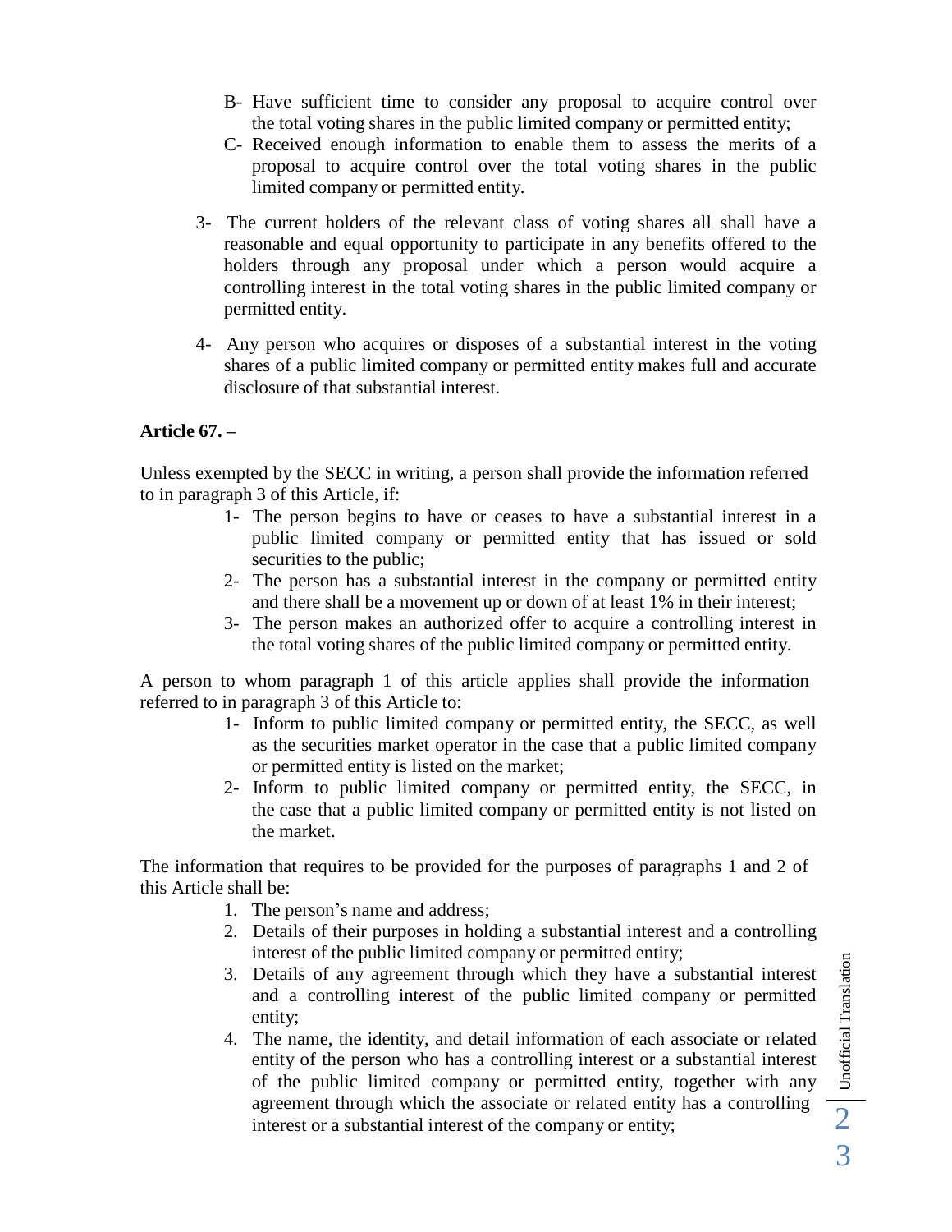B- Have sufficient time to consider any proposal to acquire control over the total voting shares in the public limited company or permitted entity;

C- Received enough information to enable them to assess the merits of a proposal to acquire control over the total voting shares in the public limited company or permitted entity.

3- The current holders of the relevant class of voting shares all shall have a reasonable and equal opportunity to participate in any benefits offered to the holders through any proposal under which a person would acquire a controlling interest in the total voting shares in the public limited company or permitted entity.

4- Any person who acquires or disposes of a substantial interest in the voting shares of a public limited company or permitted entity makes full and accurate disclosure of that substantial interest.

**Article 67. –**

Unless exempted by the SECC in writing, a person shall provide the information referred to in paragraph 3 of this Article, if:

1- The person begins to have or ceases to have a substantial interest in a public limited company or permitted entity that has issued or sold securities to the public;

2- The person has a substantial interest in the company or permitted entity and there shall be a movement up or down of at least 1% in their interest;

3- The person makes an authorized offer to acquire a controlling interest in the total voting shares of the public limited company or permitted entity.

A person to whom paragraph 1 of this article applies shall provide the information referred to in paragraph 3 of this Article to:

1- Inform to public limited company or permitted entity, the SECC, as well as the securities market operator in the case that a public limited company or permitted entity is listed on the market;

2- Inform to public limited company or permitted entity, the SECC, in the case that a public limited company or permitted entity is not listed on the market.

The information that requires to be provided for the purposes of paragraphs 1 and 2 of this Article shall be:

1. The person's name and address;
2. Details of their purposes in holding a substantial interest and a controlling interest of the public limited company or permitted entity;
3. Details of any agreement through which they have a substantial interest and a controlling interest of the public limited company or permitted entity;
4. The name, the identity, and detail information of each associate or related entity of the person who has a controlling interest or a substantial interest of the public limited company or permitted entity, together with any agreement through which the associate or related entity has a controlling interest or a substantial interest of the company or entity;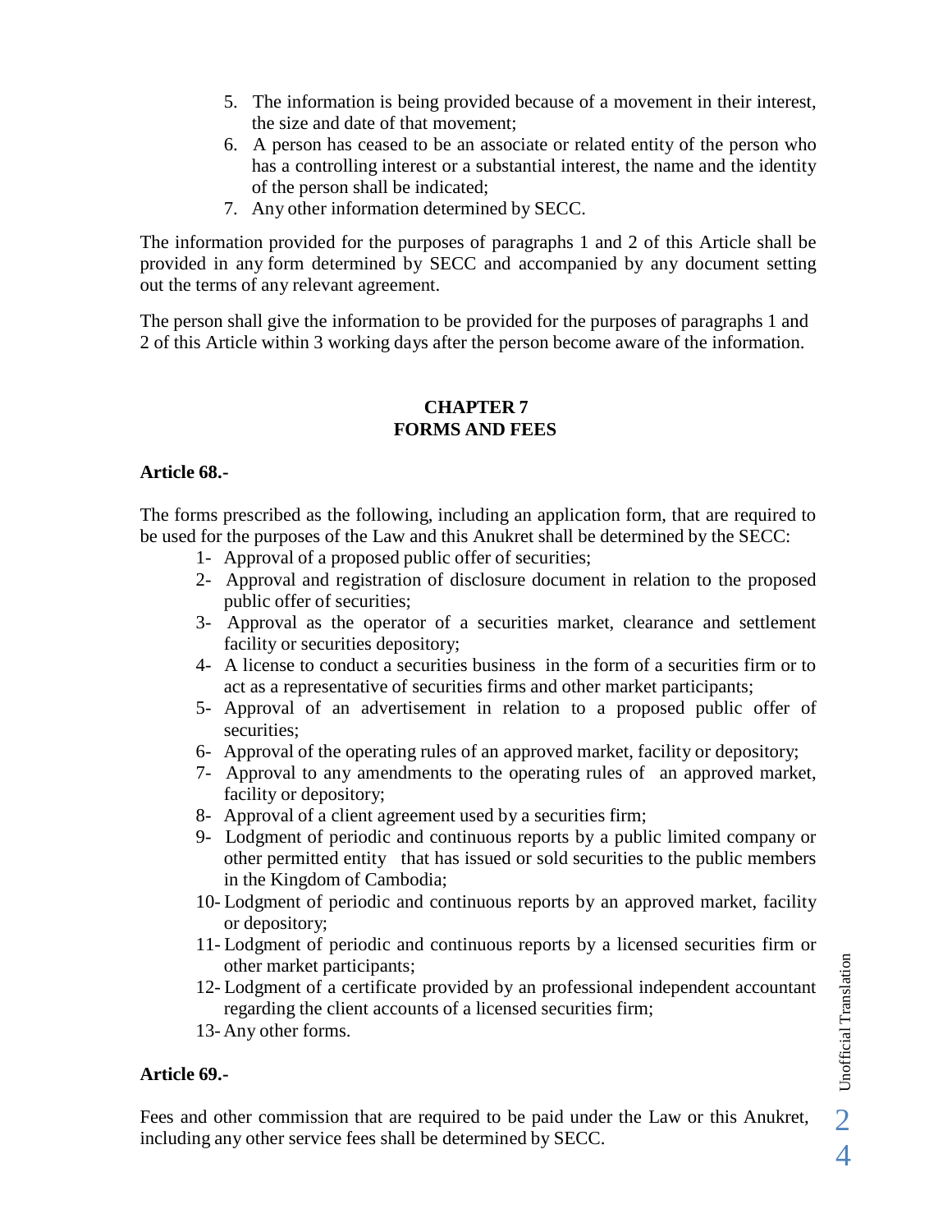5. The information is being provided because of a movement in their interest, the size and date of that movement;
6. A person has ceased to be an associate or related entity of the person who has a controlling interest or a substantial interest, the name and the identity of the person shall be indicated;
7. Any other information determined by SECC.

The information provided for the purposes of paragraphs 1 and 2 of this Article shall be provided in any form determined by SECC and accompanied by any document setting out the terms of any relevant agreement.

The person shall give the information to be provided for the purposes of paragraphs 1 and 2 of this Article within 3 working days after the person become aware of the information.

## CHAPTER 7
## FORMS AND FEES

**Article 68.-**

The forms prescribed as the following, including an application form, that are required to be used for the purposes of the Law and this Anukret shall be determined by the SECC:

1- Approval of a proposed public offer of securities;
2- Approval and registration of disclosure document in relation to the proposed public offer of securities;
3- Approval as the operator of a securities market, clearance and settlement facility or securities depository;
4- A license to conduct a securities business in the form of a securities firm or to act as a representative of securities firms and other market participants;
5- Approval of an advertisement in relation to a proposed public offer of securities;
6- Approval of the operating rules of an approved market, facility or depository;
7- Approval to any amendments to the operating rules of an approved market, facility or depository;
8- Approval of a client agreement used by a securities firm;
9- Lodgment of periodic and continuous reports by a public limited company or other permitted entity that has issued or sold securities to the public members in the Kingdom of Cambodia;
10- Lodgment of periodic and continuous reports by an approved market, facility or depository;
11- Lodgment of periodic and continuous reports by a licensed securities firm or other market participants;
12- Lodgment of a certificate provided by an professional independent accountant regarding the client accounts of a licensed securities firm;
13- Any other forms.

**Article 69.-**

Fees and other commission that are required to be paid under the Law or this Anukret, including any other service fees shall be determined by SECC.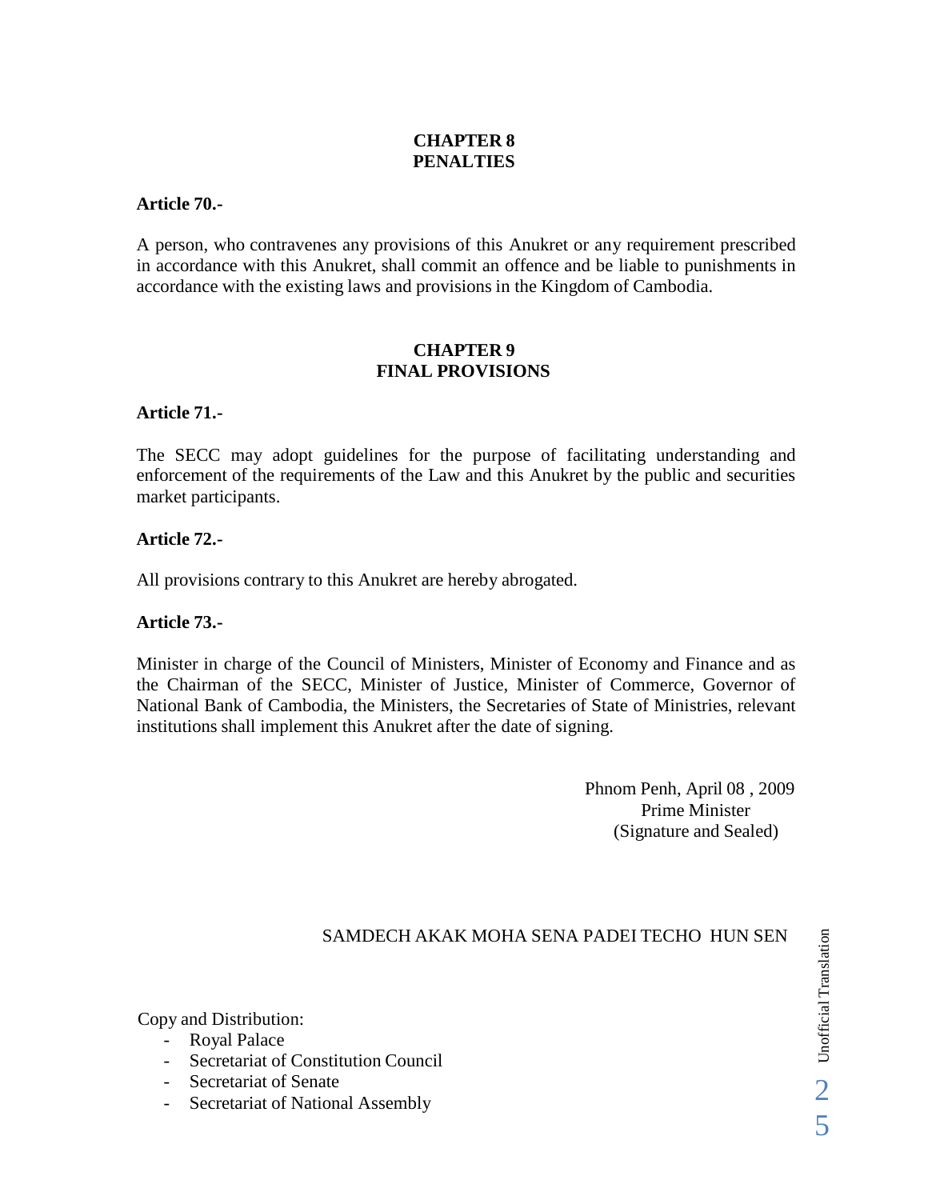## CHAPTER 8
## PENALTIES

**Article 70.-**

A person, who contravenes any provisions of this Anukret or any requirement prescribed in accordance with this Anukret, shall commit an offence and be liable to punishments in accordance with the existing laws and provisions in the Kingdom of Cambodia.

## CHAPTER 9
## FINAL PROVISIONS

**Article 71.-**

The SECC may adopt guidelines for the purpose of facilitating understanding and enforcement of the requirements of the Law and this Anukret by the public and securities market participants.

**Article 72.-**

All provisions contrary to this Anukret are hereby abrogated.

**Article 73.-**

Minister in charge of the Council of Ministers, Minister of Economy and Finance and as the Chairman of the SECC, Minister of Justice, Minister of Commerce, Governor of National Bank of Cambodia, the Ministers, the Secretaries of State of Ministries, relevant institutions shall implement this Anukret after the date of signing.

Phnom Penh, April 08 , 2009
Prime Minister
(Signature and Sealed)

SAMDECH AKAK MOHA SENA PADEI TECHO HUN SEN

Copy and Distribution:

- Royal Palace
- Secretariat of Constitution Council
- Secretariat of Senate
- Secretariat of National Assembly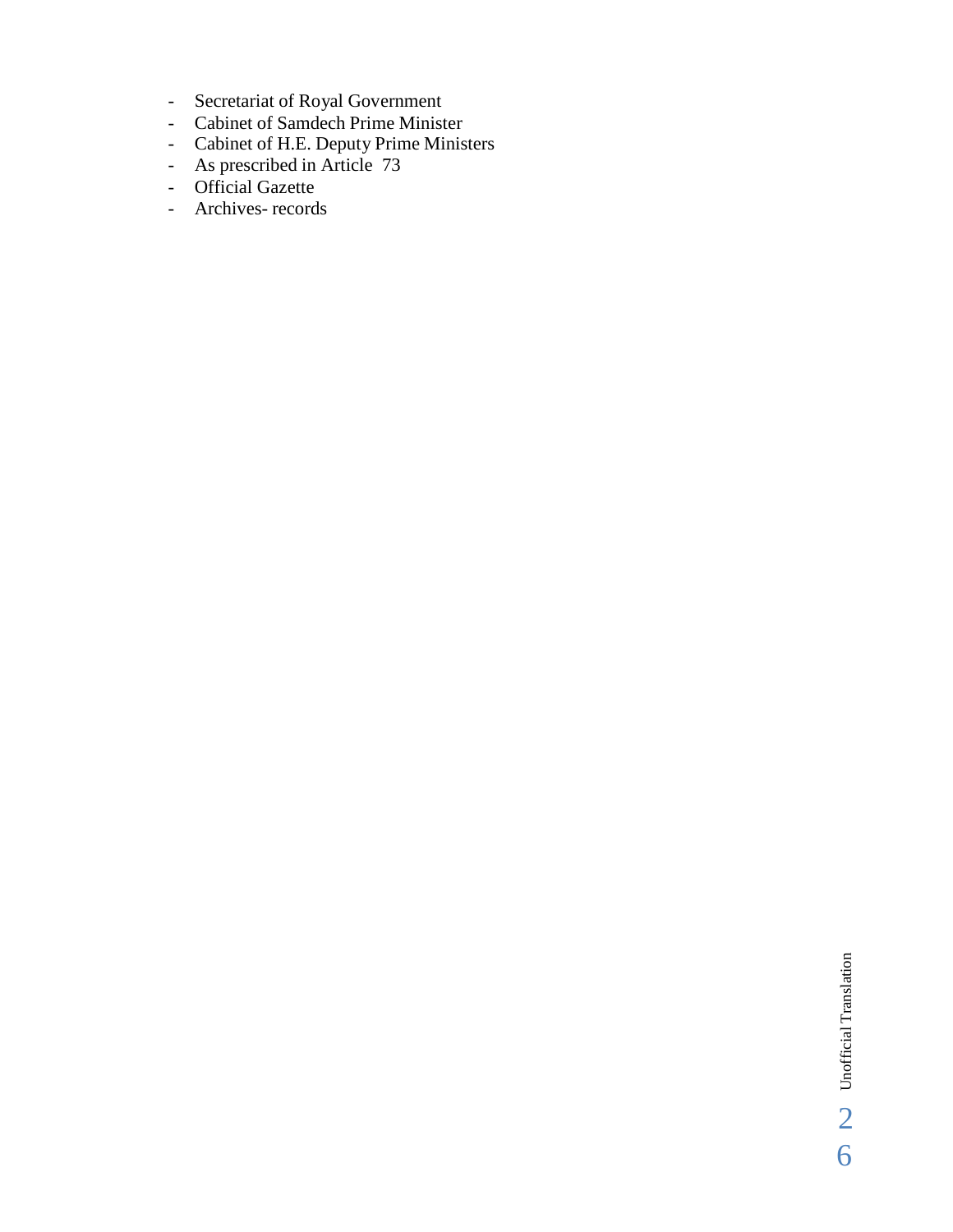- Secretariat of Royal Government
- Cabinet of Samdech Prime Minister
- Cabinet of H.E. Deputy Prime Ministers
- As prescribed in Article 73
- Official Gazette
- Archives- records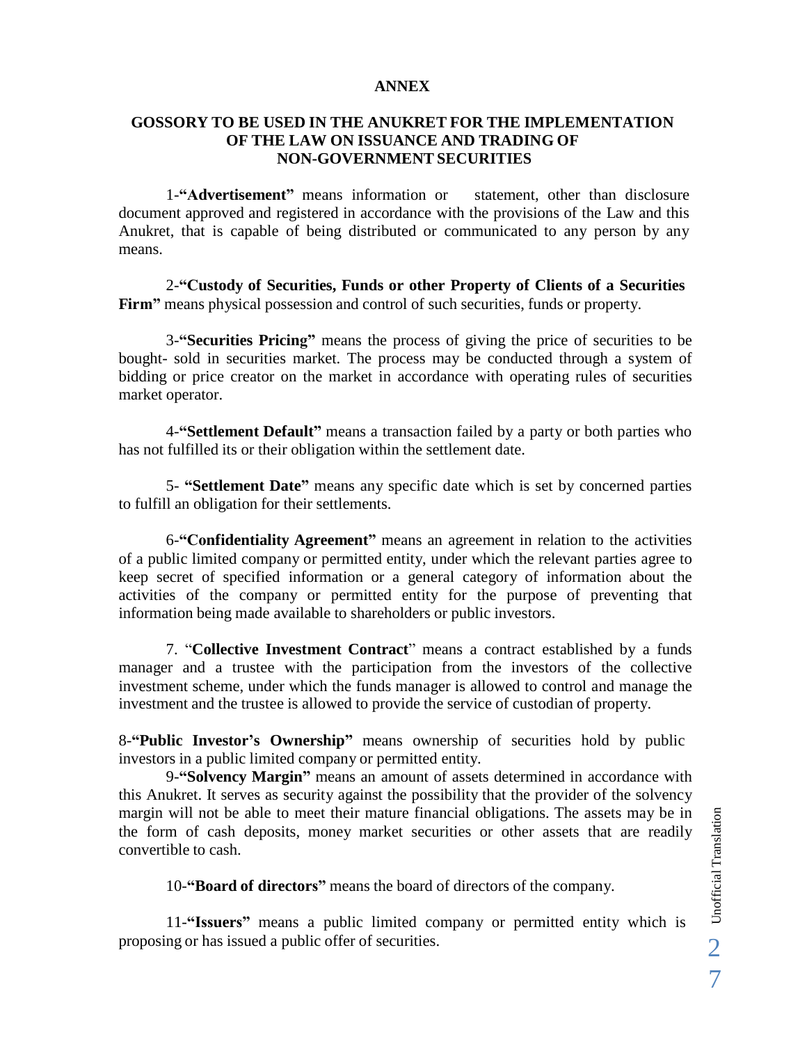## ANNEX

## GOSSORY TO BE USED IN THE ANUKRET FOR THE IMPLEMENTATION OF THE LAW ON ISSUANCE AND TRADING OF NON-GOVERNMENT SECURITIES

1-**“Advertisement”** means information or statement, other than disclosure document approved and registered in accordance with the provisions of the Law and this Anukret, that is capable of being distributed or communicated to any person by any means.

2-**“Custody of Securities, Funds or other Property of Clients of a Securities Firm”** means physical possession and control of such securities, funds or property.

3-**“Securities Pricing”** means the process of giving the price of securities to be bought- sold in securities market. The process may be conducted through a system of bidding or price creator on the market in accordance with operating rules of securities market operator.

4-**“Settlement Default”** means a transaction failed by a party or both parties who has not fulfilled its or their obligation within the settlement date.

5- **“Settlement Date”** means any specific date which is set by concerned parties to fulfill an obligation for their settlements.

6-**“Confidentiality Agreement”** means an agreement in relation to the activities of a public limited company or permitted entity, under which the relevant parties agree to keep secret of specified information or a general category of information about the activities of the company or permitted entity for the purpose of preventing that information being made available to shareholders or public investors.

7. “**Collective Investment Contract**” means a contract established by a funds manager and a trustee with the participation from the investors of the collective investment scheme, under which the funds manager is allowed to control and manage the investment and the trustee is allowed to provide the service of custodian of property.

8-**“Public Investor’s Ownership”** means ownership of securities hold by public investors in a public limited company or permitted entity.

9-**“Solvency Margin”** means an amount of assets determined in accordance with this Anukret. It serves as security against the possibility that the provider of the solvency margin will not be able to meet their mature financial obligations. The assets may be in the form of cash deposits, money market securities or other assets that are readily convertible to cash.

10-**“Board of directors”** means the board of directors of the company.

11-**“Issuers”** means a public limited company or permitted entity which is proposing or has issued a public offer of securities.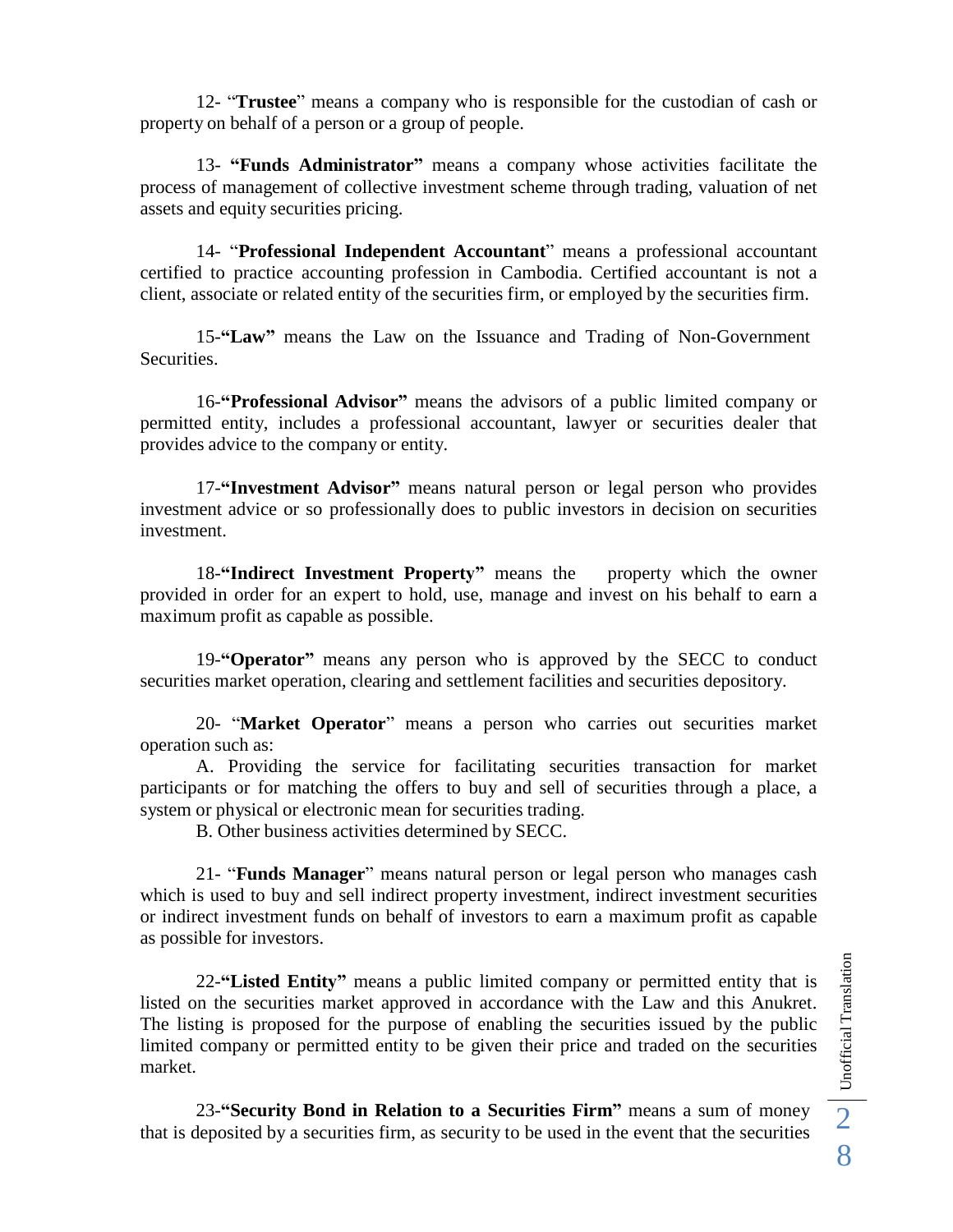12- "**Trustee**" means a company who is responsible for the custodian of cash or property on behalf of a person or a group of people.

13- **"Funds Administrator"** means a company whose activities facilitate the process of management of collective investment scheme through trading, valuation of net assets and equity securities pricing.

14- "**Professional Independent Accountant**" means a professional accountant certified to practice accounting profession in Cambodia. Certified accountant is not a client, associate or related entity of the securities firm, or employed by the securities firm.

15-**"Law"** means the Law on the Issuance and Trading of Non-Government Securities.

16-**"Professional Advisor"** means the advisors of a public limited company or permitted entity, includes a professional accountant, lawyer or securities dealer that provides advice to the company or entity.

17-**"Investment Advisor"** means natural person or legal person who provides investment advice or so professionally does to public investors in decision on securities investment.

18-**"Indirect Investment Property"** means the property which the owner provided in order for an expert to hold, use, manage and invest on his behalf to earn a maximum profit as capable as possible.

19-**"Operator"** means any person who is approved by the SECC to conduct securities market operation, clearing and settlement facilities and securities depository.

20- "**Market Operator**" means a person who carries out securities market operation such as:

A. Providing the service for facilitating securities transaction for market participants or for matching the offers to buy and sell of securities through a place, a system or physical or electronic mean for securities trading.

B. Other business activities determined by SECC.

21- "**Funds Manager**" means natural person or legal person who manages cash which is used to buy and sell indirect property investment, indirect investment securities or indirect investment funds on behalf of investors to earn a maximum profit as capable as possible for investors.

22-**"Listed Entity"** means a public limited company or permitted entity that is listed on the securities market approved in accordance with the Law and this Anukret. The listing is proposed for the purpose of enabling the securities issued by the public limited company or permitted entity to be given their price and traded on the securities market.

23-**"Security Bond in Relation to a Securities Firm"** means a sum of money that is deposited by a securities firm, as security to be used in the event that the securities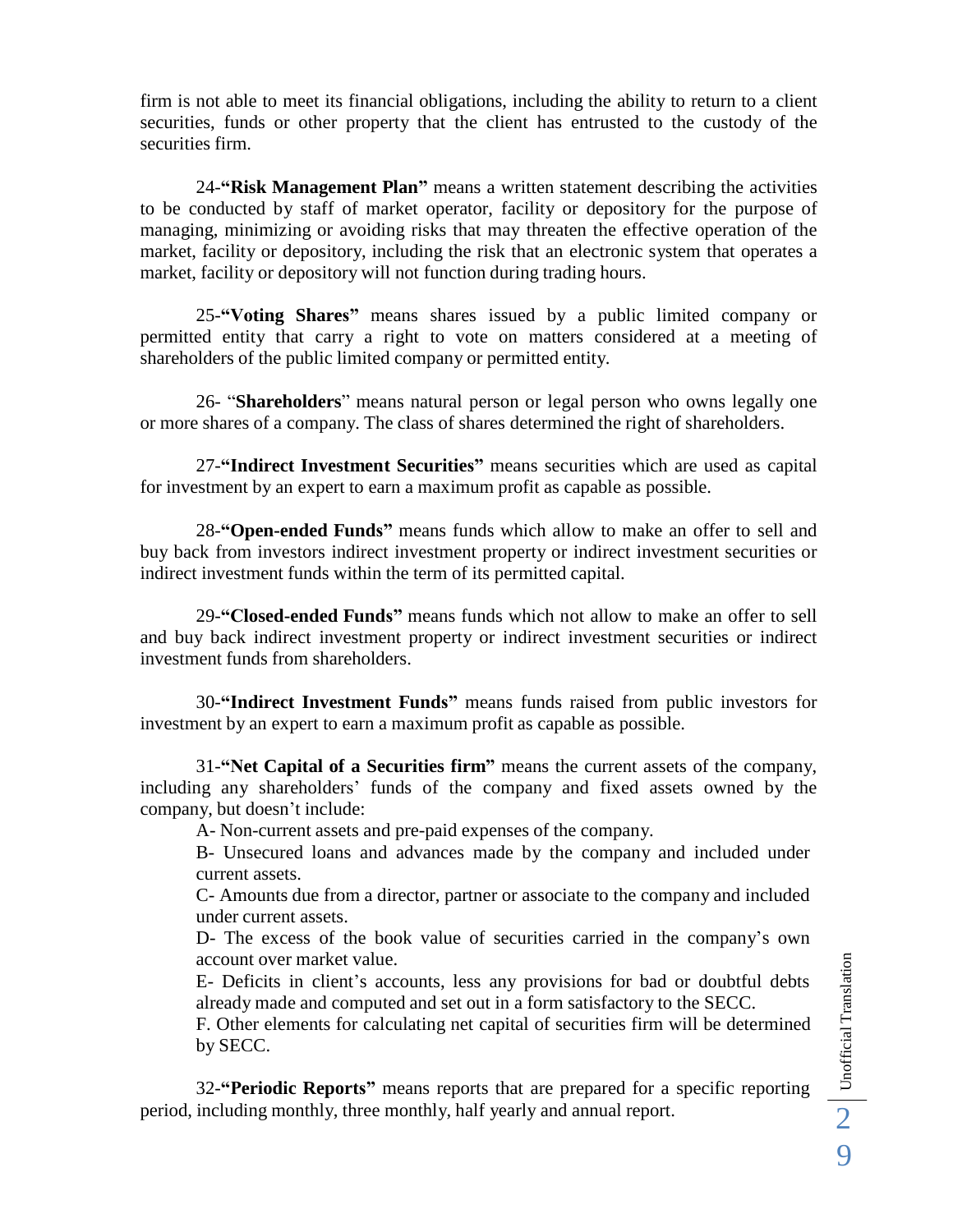firm is not able to meet its financial obligations, including the ability to return to a client securities, funds or other property that the client has entrusted to the custody of the securities firm.

24-**"Risk Management Plan"** means a written statement describing the activities to be conducted by staff of market operator, facility or depository for the purpose of managing, minimizing or avoiding risks that may threaten the effective operation of the market, facility or depository, including the risk that an electronic system that operates a market, facility or depository will not function during trading hours.

25-**"Voting Shares"** means shares issued by a public limited company or permitted entity that carry a right to vote on matters considered at a meeting of shareholders of the public limited company or permitted entity.

26- "**Shareholders**" means natural person or legal person who owns legally one or more shares of a company. The class of shares determined the right of shareholders.

27-**"Indirect Investment Securities"** means securities which are used as capital for investment by an expert to earn a maximum profit as capable as possible.

28-**"Open-ended Funds"** means funds which allow to make an offer to sell and buy back from investors indirect investment property or indirect investment securities or indirect investment funds within the term of its permitted capital.

29-**"Closed-ended Funds"** means funds which not allow to make an offer to sell and buy back indirect investment property or indirect investment securities or indirect investment funds from shareholders.

30-**"Indirect Investment Funds"** means funds raised from public investors for investment by an expert to earn a maximum profit as capable as possible.

31-**"Net Capital of a Securities firm"** means the current assets of the company, including any shareholders' funds of the company and fixed assets owned by the company, but doesn't include:

A- Non-current assets and pre-paid expenses of the company.

B- Unsecured loans and advances made by the company and included under current assets.

C- Amounts due from a director, partner or associate to the company and included under current assets.

D- The excess of the book value of securities carried in the company's own account over market value.

E- Deficits in client's accounts, less any provisions for bad or doubtful debts already made and computed and set out in a form satisfactory to the SECC.

F. Other elements for calculating net capital of securities firm will be determined by SECC.

32-**"Periodic Reports"** means reports that are prepared for a specific reporting period, including monthly, three monthly, half yearly and annual report.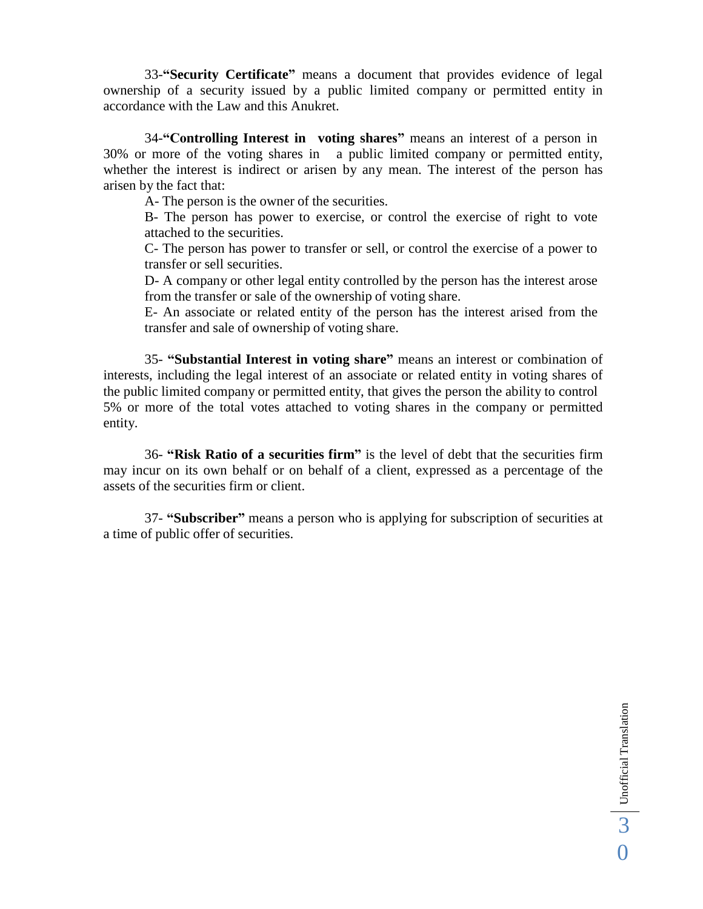33-**"Security Certificate"** means a document that provides evidence of legal ownership of a security issued by a public limited company or permitted entity in accordance with the Law and this Anukret.

34-**"Controlling Interest in voting shares"** means an interest of a person in 30% or more of the voting shares in a public limited company or permitted entity, whether the interest is indirect or arisen by any mean. The interest of the person has arisen by the fact that:

A- The person is the owner of the securities.

B- The person has power to exercise, or control the exercise of right to vote attached to the securities.

C- The person has power to transfer or sell, or control the exercise of a power to transfer or sell securities.

D- A company or other legal entity controlled by the person has the interest arose from the transfer or sale of the ownership of voting share.

E- An associate or related entity of the person has the interest arised from the transfer and sale of ownership of voting share.

35- **"Substantial Interest in voting share"** means an interest or combination of interests, including the legal interest of an associate or related entity in voting shares of the public limited company or permitted entity, that gives the person the ability to control 5% or more of the total votes attached to voting shares in the company or permitted entity.

36- **"Risk Ratio of a securities firm"** is the level of debt that the securities firm may incur on its own behalf or on behalf of a client, expressed as a percentage of the assets of the securities firm or client.

37- **"Subscriber"** means a person who is applying for subscription of securities at a time of public offer of securities.